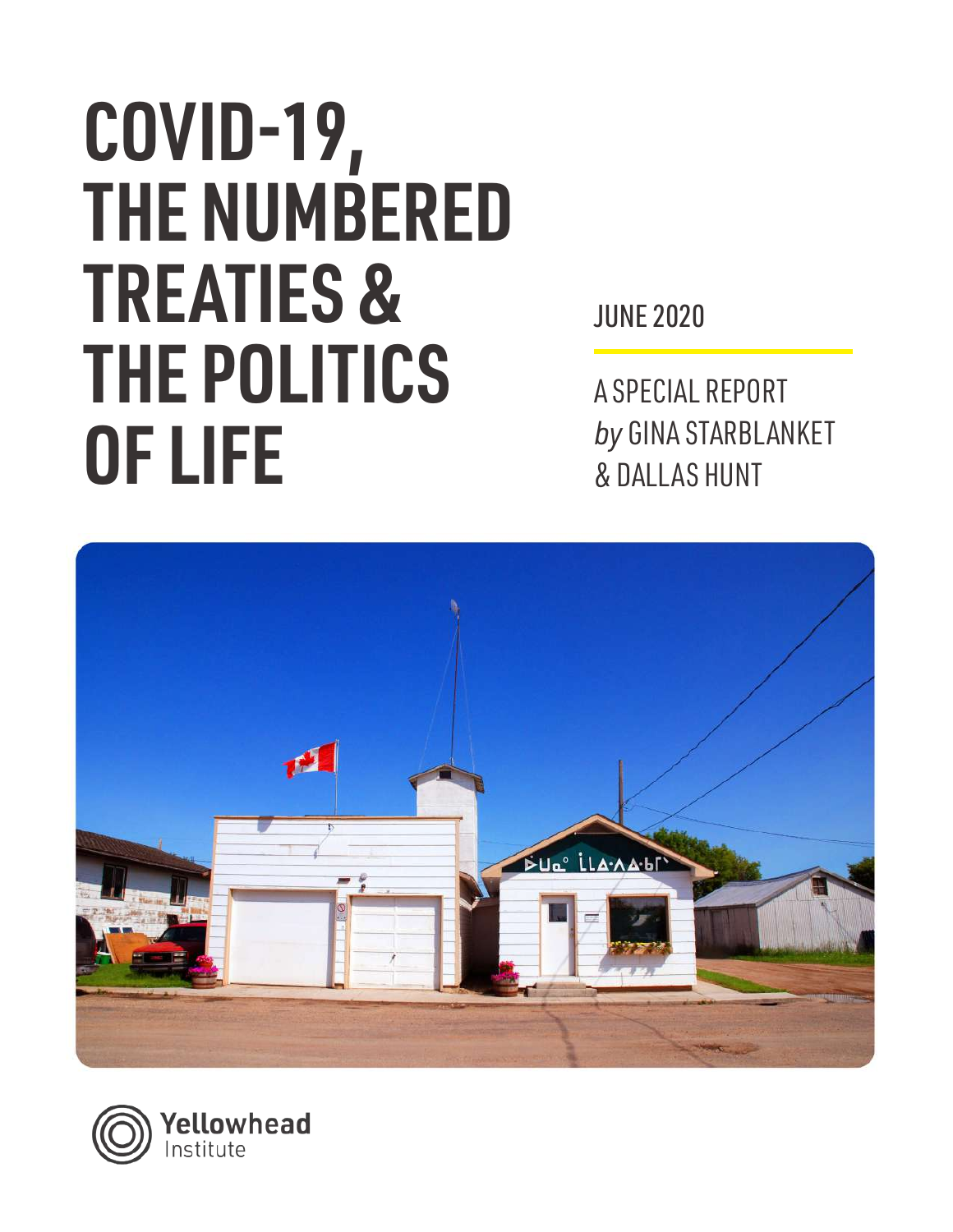# COVID-19, THE NUMBERED TREATIES & THE POLITICS OF LIFE

JUNE 2020

A SPECIAL REPORT
*by* GINA STARBLANKET
& DALLAS HUNT

Yellowhead Institute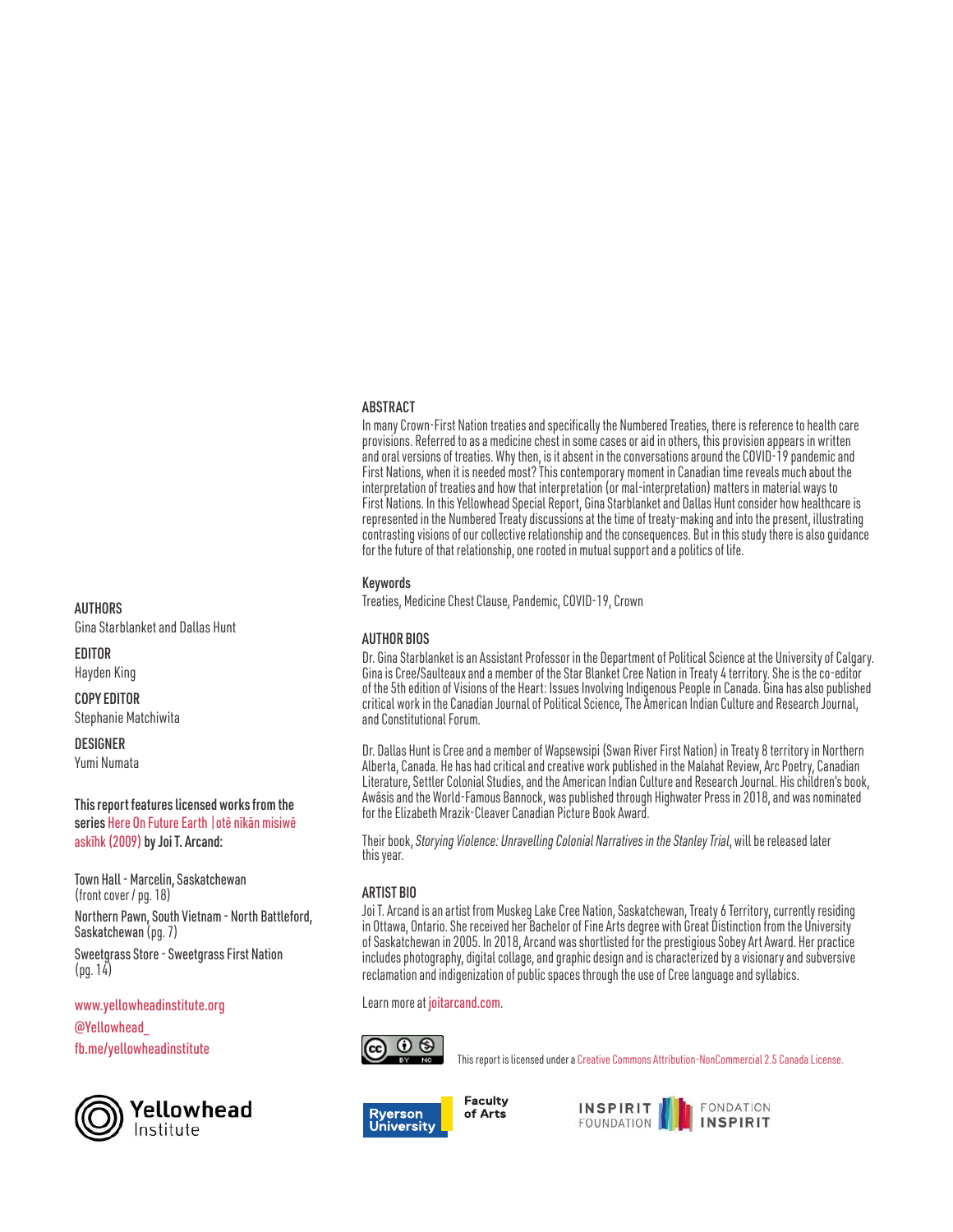## ABSTRACT

In many Crown-First Nation treaties and specifically the Numbered Treaties, there is reference to health care provisions. Referred to as a medicine chest in some cases or aid in others, this provision appears in written and oral versions of treaties. Why then, is it absent in the conversations around the COVID-19 pandemic and First Nations, when it is needed most? This contemporary moment in Canadian time reveals much about the interpretation of treaties and how that interpretation (or mal-interpretation) matters in material ways to First Nations. In this Yellowhead Special Report, Gina Starblanket and Dallas Hunt consider how healthcare is represented in the Numbered Treaty discussions at the time of treaty-making and into the present, illustrating contrasting visions of our collective relationship and the consequences. But in this study there is also guidance for the future of that relationship, one rooted in mutual support and a politics of life.

### Keywords

Treaties, Medicine Chest Clause, Pandemic, COVID-19, Crown

## AUTHOR BIOS

Dr. Gina Starblanket is an Assistant Professor in the Department of Political Science at the University of Calgary. Gina is Cree/Saulteaux and a member of the Star Blanket Cree Nation in Treaty 4 territory. She is the co-editor of the 5th edition of Visions of the Heart: Issues Involving Indigenous People in Canada. Gina has also published critical work in the Canadian Journal of Political Science, The American Indian Culture and Research Journal, and Constitutional Forum.

Dr. Dallas Hunt is Cree and a member of Wapsewsipi (Swan River First Nation) in Treaty 8 territory in Northern Alberta, Canada. He has had critical and creative work published in the Malahat Review, Arc Poetry, Canadian Literature, Settler Colonial Studies, and the American Indian Culture and Research Journal. His children's book, Awâsis and the World-Famous Bannock, was published through Highwater Press in 2018, and was nominated for the Elizabeth Mrazik-Cleaver Canadian Picture Book Award.

Their book, *Storying Violence: Unravelling Colonial Narratives in the Stanley Trial*, will be released later this year.

## ARTIST BIO

Joi T. Arcand is an artist from Muskeg Lake Cree Nation, Saskatchewan, Treaty 6 Territory, currently residing in Ottawa, Ontario. She received her Bachelor of Fine Arts degree with Great Distinction from the University of Saskatchewan in 2005. In 2018, Arcand was shortlisted for the prestigious Sobey Art Award. Her practice includes photography, digital collage, and graphic design and is characterized by a visionary and subversive reclamation and indigenization of public spaces through the use of Cree language and syllabics.

Learn more at joitarcand.com.

This report is licensed under a Creative Commons Attribution-NonCommercial 2.5 Canada License.

**AUTHORS**
Gina Starblanket and Dallas Hunt

**EDITOR**
Hayden King

**COPY EDITOR**
Stephanie Matchiwita

**DESIGNER**
Yumi Numata

**This report features licensed works from the series** Here On Future Earth | otē nīkān misiwē askīhk (2009) **by Joi T. Arcand:**

Town Hall - Marcelin, Saskatchewan (front cover / pg. 18)

Northern Pawn, South Vietnam - North Battleford, Saskatchewan (pg. 7)

Sweetgrass Store - Sweetgrass First Nation (pg. 14)

www.yellowheadinstitute.org
@Yellowhead_
fb.me/yellowheadinstitute

Yellowhead Institute

Ryerson University Faculty of Arts

INSPIRIT FOUNDATION / FONDATION INSPIRIT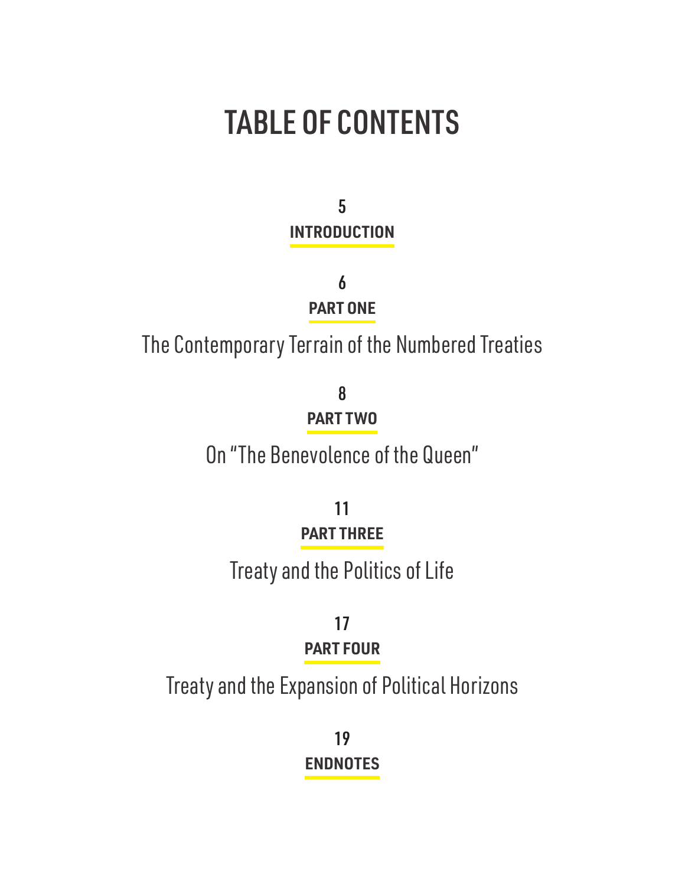# TABLE OF CONTENTS

5
**INTRODUCTION**

6
**PART ONE**

The Contemporary Terrain of the Numbered Treaties

8
**PART TWO**

On "The Benevolence of the Queen"

11
**PART THREE**

Treaty and the Politics of Life

17
**PART FOUR**

Treaty and the Expansion of Political Horizons

19
**ENDNOTES**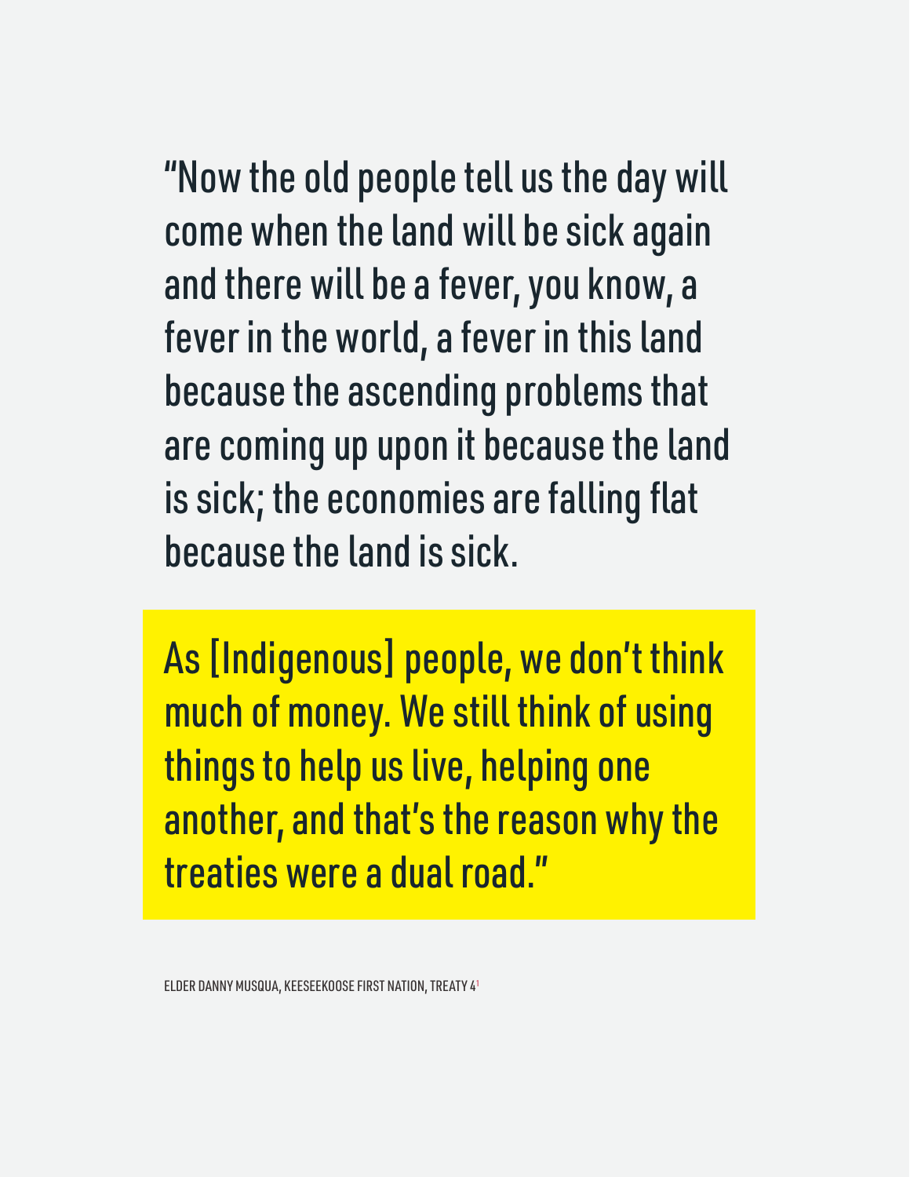"Now the old people tell us the day will come when the land will be sick again and there will be a fever, you know, a fever in the world, a fever in this land because the ascending problems that are coming up upon it because the land is sick; the economies are falling flat because the land is sick.

**As [Indigenous] people, we don't think much of money. We still think of using things to help us live, helping one another, and that's the reason why the treaties were a dual road."**

ELDER DANNY MUSQUA, KEESEEKOOSE FIRST NATION, TREATY 4[1]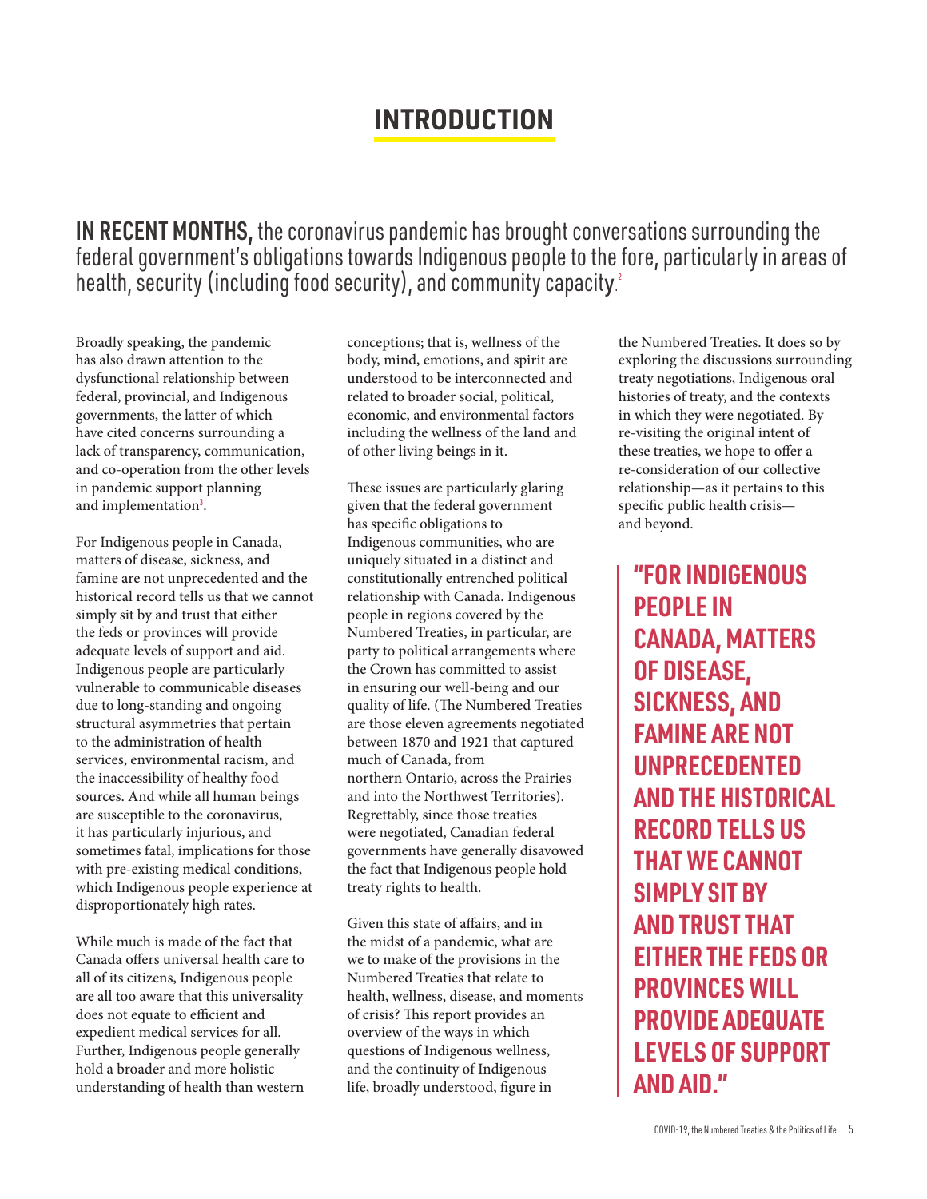# INTRODUCTION

**IN RECENT MONTHS,** the coronavirus pandemic has brought conversations surrounding the federal government's obligations towards Indigenous people to the fore, particularly in areas of health, security (including food security), and community capacity.[2]

Broadly speaking, the pandemic has also drawn attention to the dysfunctional relationship between federal, provincial, and Indigenous governments, the latter of which have cited concerns surrounding a lack of transparency, communication, and co-operation from the other levels in pandemic support planning and implementation[3].

For Indigenous people in Canada, matters of disease, sickness, and famine are not unprecedented and the historical record tells us that we cannot simply sit by and trust that either the feds or provinces will provide adequate levels of support and aid. Indigenous people are particularly vulnerable to communicable diseases due to long-standing and ongoing structural asymmetries that pertain to the administration of health services, environmental racism, and the inaccessibility of healthy food sources. And while all human beings are susceptible to the coronavirus, it has particularly injurious, and sometimes fatal, implications for those with pre-existing medical conditions, which Indigenous people experience at disproportionately high rates.

While much is made of the fact that Canada offers universal health care to all of its citizens, Indigenous people are all too aware that this universality does not equate to efficient and expedient medical services for all. Further, Indigenous people generally hold a broader and more holistic understanding of health than western conceptions; that is, wellness of the body, mind, emotions, and spirit are understood to be interconnected and related to broader social, political, economic, and environmental factors including the wellness of the land and of other living beings in it.

These issues are particularly glaring given that the federal government has specific obligations to Indigenous communities, who are uniquely situated in a distinct and constitutionally entrenched political relationship with Canada. Indigenous people in regions covered by the Numbered Treaties, in particular, are party to political arrangements where the Crown has committed to assist in ensuring our well-being and our quality of life. (The Numbered Treaties are those eleven agreements negotiated between 1870 and 1921 that captured much of Canada, from northern Ontario, across the Prairies and into the Northwest Territories). Regrettably, since those treaties were negotiated, Canadian federal governments have generally disavowed the fact that Indigenous people hold treaty rights to health.

Given this state of affairs, and in the midst of a pandemic, what are we to make of the provisions in the Numbered Treaties that relate to health, wellness, disease, and moments of crisis? This report provides an overview of the ways in which questions of Indigenous wellness, and the continuity of Indigenous life, broadly understood, figure in the Numbered Treaties. It does so by exploring the discussions surrounding treaty negotiations, Indigenous oral histories of treaty, and the contexts in which they were negotiated. By re-visiting the original intent of these treaties, we hope to offer a re-consideration of our collective relationship—as it pertains to this specific public health crisis—and beyond.

> **"FOR INDIGENOUS PEOPLE IN CANADA, MATTERS OF DISEASE, SICKNESS, AND FAMINE ARE NOT UNPRECEDENTED AND THE HISTORICAL RECORD TELLS US THAT WE CANNOT SIMPLY SIT BY AND TRUST THAT EITHER THE FEDS OR PROVINCES WILL PROVIDE ADEQUATE LEVELS OF SUPPORT AND AID."**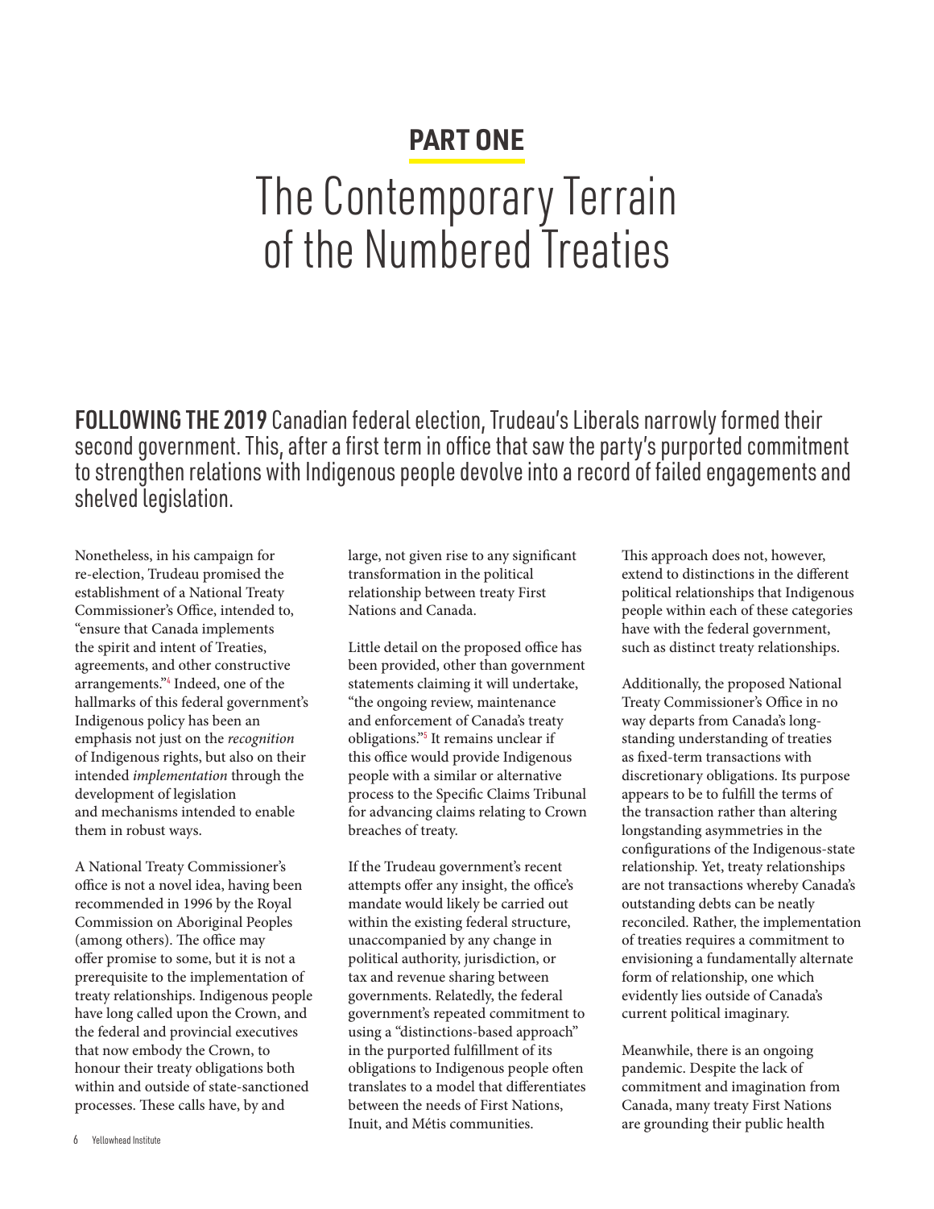# PART ONE

# The Contemporary Terrain of the Numbered Treaties

**FOLLOWING THE 2019** Canadian federal election, Trudeau's Liberals narrowly formed their second government. This, after a first term in office that saw the party's purported commitment to strengthen relations with Indigenous people devolve into a record of failed engagements and shelved legislation.

Nonetheless, in his campaign for re-election, Trudeau promised the establishment of a National Treaty Commissioner's Office, intended to, "ensure that Canada implements the spirit and intent of Treaties, agreements, and other constructive arrangements."[4] Indeed, one of the hallmarks of this federal government's Indigenous policy has been an emphasis not just on the *recognition* of Indigenous rights, but also on their intended *implementation* through the development of legislation and mechanisms intended to enable them in robust ways.

A National Treaty Commissioner's office is not a novel idea, having been recommended in 1996 by the Royal Commission on Aboriginal Peoples (among others). The office may offer promise to some, but it is not a prerequisite to the implementation of treaty relationships. Indigenous people have long called upon the Crown, and the federal and provincial executives that now embody the Crown, to honour their treaty obligations both within and outside of state-sanctioned processes. These calls have, by and large, not given rise to any significant transformation in the political relationship between treaty First Nations and Canada.

Little detail on the proposed office has been provided, other than government statements claiming it will undertake, "the ongoing review, maintenance and enforcement of Canada's treaty obligations."[5] It remains unclear if this office would provide Indigenous people with a similar or alternative process to the Specific Claims Tribunal for advancing claims relating to Crown breaches of treaty.

If the Trudeau government's recent attempts offer any insight, the office's mandate would likely be carried out within the existing federal structure, unaccompanied by any change in political authority, jurisdiction, or tax and revenue sharing between governments. Relatedly, the federal government's repeated commitment to using a "distinctions-based approach" in the purported fulfillment of its obligations to Indigenous people often translates to a model that differentiates between the needs of First Nations, Inuit, and Métis communities.

This approach does not, however, extend to distinctions in the different political relationships that Indigenous people within each of these categories have with the federal government, such as distinct treaty relationships.

Additionally, the proposed National Treaty Commissioner's Office in no way departs from Canada's long-standing understanding of treaties as fixed-term transactions with discretionary obligations. Its purpose appears to be to fulfill the terms of the transaction rather than altering longstanding asymmetries in the configurations of the Indigenous-state relationship. Yet, treaty relationships are not transactions whereby Canada's outstanding debts can be neatly reconciled. Rather, the implementation of treaties requires a commitment to envisioning a fundamentally alternate form of relationship, one which evidently lies outside of Canada's current political imaginary.

Meanwhile, there is an ongoing pandemic. Despite the lack of commitment and imagination from Canada, many treaty First Nations are grounding their public health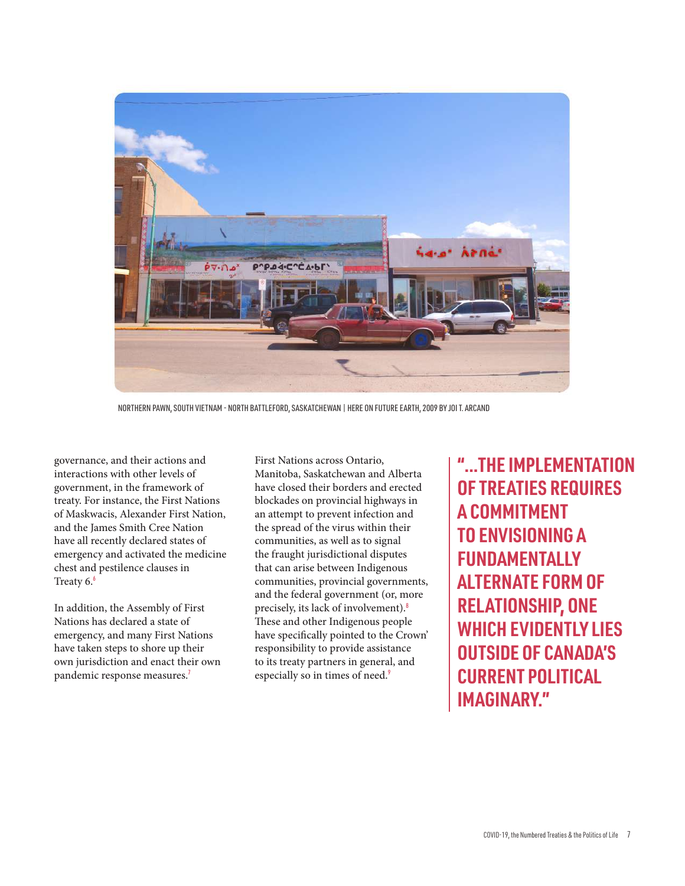NORTHERN PAWN, SOUTH VIETNAM - NORTH BATTLEFORD, SASKATCHEWAN | HERE ON FUTURE EARTH, 2009 BY JOI T. ARCAND

governance, and their actions and interactions with other levels of government, in the framework of treaty. For instance, the First Nations of Maskwacis, Alexander First Nation, and the James Smith Cree Nation have all recently declared states of emergency and activated the medicine chest and pestilence clauses in Treaty 6.[6]

In addition, the Assembly of First Nations has declared a state of emergency, and many First Nations have taken steps to shore up their own jurisdiction and enact their own pandemic response measures.[7]

First Nations across Ontario, Manitoba, Saskatchewan and Alberta have closed their borders and erected blockades on provincial highways in an attempt to prevent infection and the spread of the virus within their communities, as well as to signal the fraught jurisdictional disputes that can arise between Indigenous communities, provincial governments, and the federal government (or, more precisely, its lack of involvement).[8] These and other Indigenous people have specifically pointed to the Crown' responsibility to provide assistance to its treaty partners in general, and especially so in times of need.[9]

> **"...THE IMPLEMENTATION OF TREATIES REQUIRES A COMMITMENT TO ENVISIONING A FUNDAMENTALLY ALTERNATE FORM OF RELATIONSHIP, ONE WHICH EVIDENTLY LIES OUTSIDE OF CANADA'S CURRENT POLITICAL IMAGINARY."**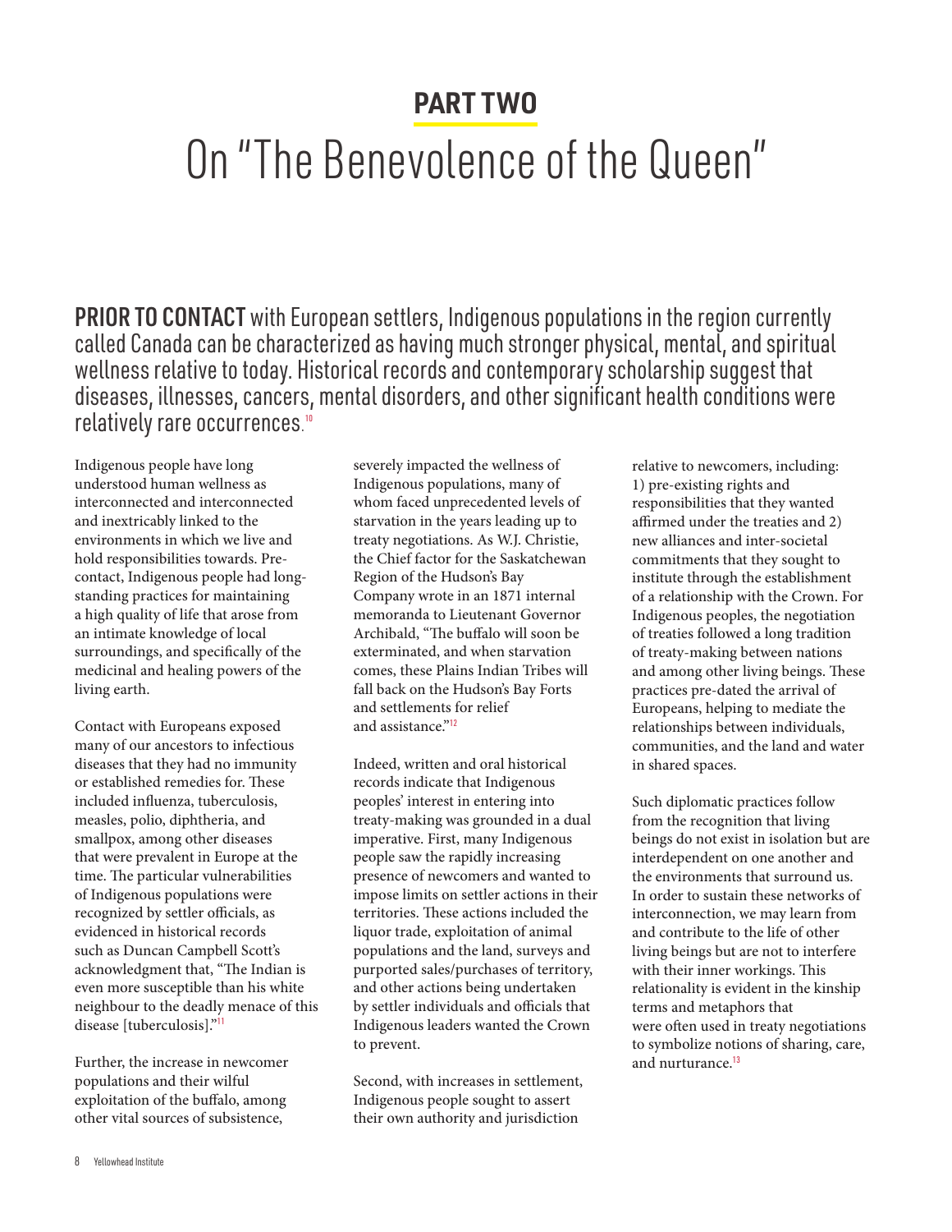## PART TWO

# On "The Benevolence of the Queen"

**PRIOR TO CONTACT** with European settlers, Indigenous populations in the region currently called Canada can be characterized as having much stronger physical, mental, and spiritual wellness relative to today. Historical records and contemporary scholarship suggest that diseases, illnesses, cancers, mental disorders, and other significant health conditions were relatively rare occurrences.[10]

Indigenous people have long understood human wellness as interconnected and interconnected and inextricably linked to the environments in which we live and hold responsibilities towards. Pre-contact, Indigenous people had long-standing practices for maintaining a high quality of life that arose from an intimate knowledge of local surroundings, and specifically of the medicinal and healing powers of the living earth.

Contact with Europeans exposed many of our ancestors to infectious diseases that they had no immunity or established remedies for. These included influenza, tuberculosis, measles, polio, diphtheria, and smallpox, among other diseases that were prevalent in Europe at the time. The particular vulnerabilities of Indigenous populations were recognized by settler officials, as evidenced in historical records such as Duncan Campbell Scott's acknowledgment that, "The Indian is even more susceptible than his white neighbour to the deadly menace of this disease [tuberculosis]."[11]

Further, the increase in newcomer populations and their wilful exploitation of the buffalo, among other vital sources of subsistence, severely impacted the wellness of Indigenous populations, many of whom faced unprecedented levels of starvation in the years leading up to treaty negotiations. As W.J. Christie, the Chief factor for the Saskatchewan Region of the Hudson's Bay Company wrote in an 1871 internal memoranda to Lieutenant Governor Archibald, "The buffalo will soon be exterminated, and when starvation comes, these Plains Indian Tribes will fall back on the Hudson's Bay Forts and settlements for relief and assistance."[12]

Indeed, written and oral historical records indicate that Indigenous peoples' interest in entering into treaty-making was grounded in a dual imperative. First, many Indigenous people saw the rapidly increasing presence of newcomers and wanted to impose limits on settler actions in their territories. These actions included the liquor trade, exploitation of animal populations and the land, surveys and purported sales/purchases of territory, and other actions being undertaken by settler individuals and officials that Indigenous leaders wanted the Crown to prevent.

Second, with increases in settlement, Indigenous people sought to assert their own authority and jurisdiction relative to newcomers, including: 1) pre-existing rights and responsibilities that they wanted affirmed under the treaties and 2) new alliances and inter-societal commitments that they sought to institute through the establishment of a relationship with the Crown. For Indigenous peoples, the negotiation of treaties followed a long tradition of treaty-making between nations and among other living beings. These practices pre-dated the arrival of Europeans, helping to mediate the relationships between individuals, communities, and the land and water in shared spaces.

Such diplomatic practices follow from the recognition that living beings do not exist in isolation but are interdependent on one another and the environments that surround us. In order to sustain these networks of interconnection, we may learn from and contribute to the life of other living beings but are not to interfere with their inner workings. This relationality is evident in the kinship terms and metaphors that were often used in treaty negotiations to symbolize notions of sharing, care, and nurturance.[13]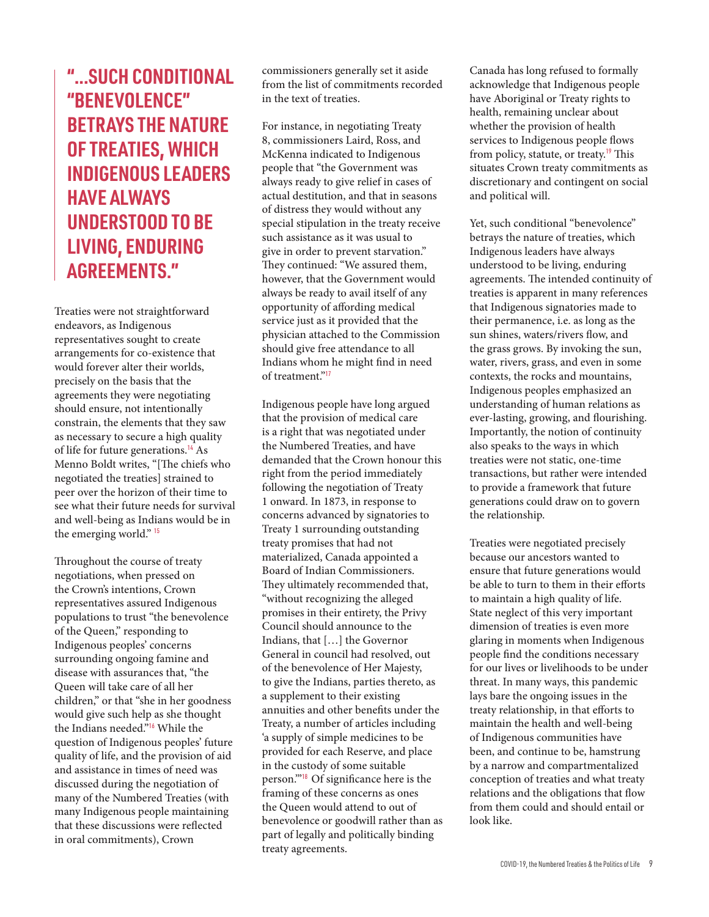> **"...SUCH CONDITIONAL "BENEVOLENCE" BETRAYS THE NATURE OF TREATIES, WHICH INDIGENOUS LEADERS HAVE ALWAYS UNDERSTOOD TO BE LIVING, ENDURING AGREEMENTS."**

Treaties were not straightforward endeavors, as Indigenous representatives sought to create arrangements for co-existence that would forever alter their worlds, precisely on the basis that the agreements they were negotiating should ensure, not intentionally constrain, the elements that they saw as necessary to secure a high quality of life for future generations.[14] As Menno Boldt writes, "[The chiefs who negotiated the treaties] strained to peer over the horizon of their time to see what their future needs for survival and well-being as Indians would be in the emerging world." [15]

Throughout the course of treaty negotiations, when pressed on the Crown's intentions, Crown representatives assured Indigenous populations to trust "the benevolence of the Queen," responding to Indigenous peoples' concerns surrounding ongoing famine and disease with assurances that, "the Queen will take care of all her children," or that "she in her goodness would give such help as she thought the Indians needed."[16] While the question of Indigenous peoples' future quality of life, and the provision of aid and assistance in times of need was discussed during the negotiation of many of the Numbered Treaties (with many Indigenous people maintaining that these discussions were reflected in oral commitments), Crown commissioners generally set it aside from the list of commitments recorded in the text of treaties.

For instance, in negotiating Treaty 8, commissioners Laird, Ross, and McKenna indicated to Indigenous people that "the Government was always ready to give relief in cases of actual destitution, and that in seasons of distress they would without any special stipulation in the treaty receive such assistance as it was usual to give in order to prevent starvation." They continued: "We assured them, however, that the Government would always be ready to avail itself of any opportunity of affording medical service just as it provided that the physician attached to the Commission should give free attendance to all Indians whom he might find in need of treatment."[17]

Indigenous people have long argued that the provision of medical care is a right that was negotiated under the Numbered Treaties, and have demanded that the Crown honour this right from the period immediately following the negotiation of Treaty 1 onward. In 1873, in response to concerns advanced by signatories to Treaty 1 surrounding outstanding treaty promises that had not materialized, Canada appointed a Board of Indian Commissioners. They ultimately recommended that, "without recognizing the alleged promises in their entirety, the Privy Council should announce to the Indians, that […] the Governor General in council had resolved, out of the benevolence of Her Majesty, to give the Indians, parties thereto, as a supplement to their existing annuities and other benefits under the Treaty, a number of articles including 'a supply of simple medicines to be provided for each Reserve, and place in the custody of some suitable person.'"[18] Of significance here is the framing of these concerns as ones the Queen would attend to out of benevolence or goodwill rather than as part of legally and politically binding treaty agreements.

Canada has long refused to formally acknowledge that Indigenous people have Aboriginal or Treaty rights to health, remaining unclear about whether the provision of health services to Indigenous people flows from policy, statute, or treaty.[19] This situates Crown treaty commitments as discretionary and contingent on social and political will.

Yet, such conditional "benevolence" betrays the nature of treaties, which Indigenous leaders have always understood to be living, enduring agreements. The intended continuity of treaties is apparent in many references that Indigenous signatories made to their permanence, i.e. as long as the sun shines, waters/rivers flow, and the grass grows. By invoking the sun, water, rivers, grass, and even in some contexts, the rocks and mountains, Indigenous peoples emphasized an understanding of human relations as ever-lasting, growing, and flourishing. Importantly, the notion of continuity also speaks to the ways in which treaties were not static, one-time transactions, but rather were intended to provide a framework that future generations could draw on to govern the relationship.

Treaties were negotiated precisely because our ancestors wanted to ensure that future generations would be able to turn to them in their efforts to maintain a high quality of life. State neglect of this very important dimension of treaties is even more glaring in moments when Indigenous people find the conditions necessary for our lives or livelihoods to be under threat. In many ways, this pandemic lays bare the ongoing issues in the treaty relationship, in that efforts to maintain the health and well-being of Indigenous communities have been, and continue to be, hamstrung by a narrow and compartmentalized conception of treaties and what treaty relations and the obligations that flow from them could and should entail or look like.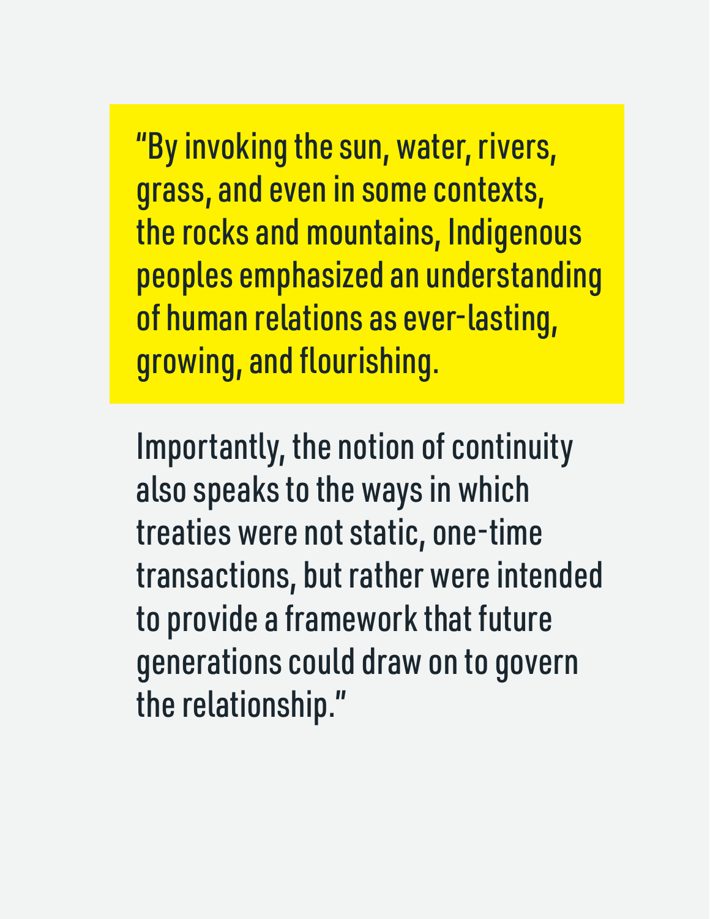"By invoking the sun, water, rivers, grass, and even in some contexts, the rocks and mountains, Indigenous peoples emphasized an understanding of human relations as ever-lasting, growing, and flourishing.

Importantly, the notion of continuity also speaks to the ways in which treaties were not static, one-time transactions, but rather were intended to provide a framework that future generations could draw on to govern the relationship."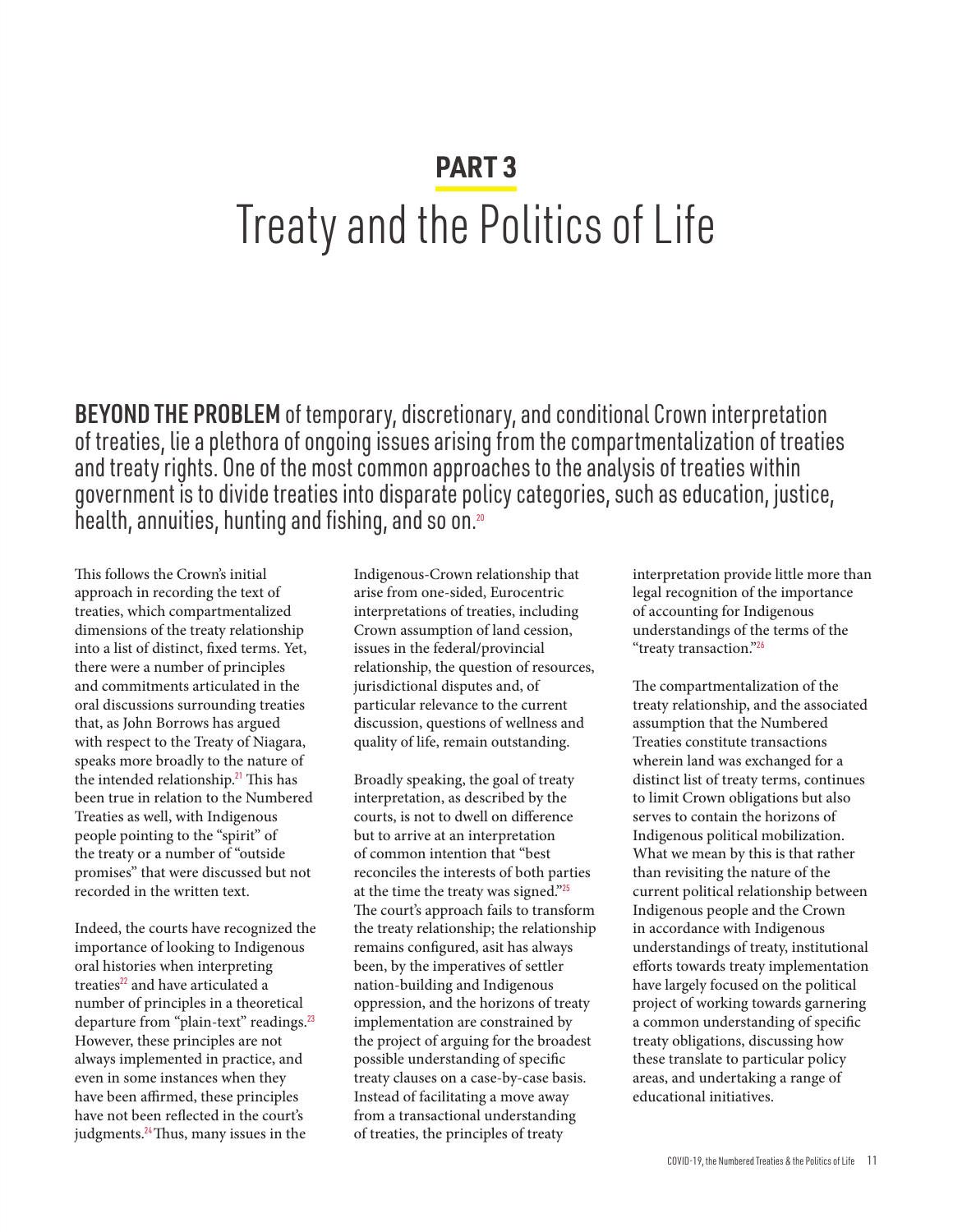## PART 3

# Treaty and the Politics of Life

**BEYOND THE PROBLEM** of temporary, discretionary, and conditional Crown interpretation of treaties, lie a plethora of ongoing issues arising from the compartmentalization of treaties and treaty rights. One of the most common approaches to the analysis of treaties within government is to divide treaties into disparate policy categories, such as education, justice, health, annuities, hunting and fishing, and so on.[20]

This follows the Crown's initial approach in recording the text of treaties, which compartmentalized dimensions of the treaty relationship into a list of distinct, fixed terms. Yet, there were a number of principles and commitments articulated in the oral discussions surrounding treaties that, as John Borrows has argued with respect to the Treaty of Niagara, speaks more broadly to the nature of the intended relationship.[21] This has been true in relation to the Numbered Treaties as well, with Indigenous people pointing to the "spirit" of the treaty or a number of "outside promises" that were discussed but not recorded in the written text.

Indeed, the courts have recognized the importance of looking to Indigenous oral histories when interpreting treaties[22] and have articulated a number of principles in a theoretical departure from "plain-text" readings.[23] However, these principles are not always implemented in practice, and even in some instances when they have been affirmed, these principles have not been reflected in the court's judgments.[24] Thus, many issues in the Indigenous-Crown relationship that arise from one-sided, Eurocentric interpretations of treaties, including Crown assumption of land cession, issues in the federal/provincial relationship, the question of resources, jurisdictional disputes and, of particular relevance to the current discussion, questions of wellness and quality of life, remain outstanding.

Broadly speaking, the goal of treaty interpretation, as described by the courts, is not to dwell on difference but to arrive at an interpretation of common intention that "best reconciles the interests of both parties at the time the treaty was signed."[25] The court's approach fails to transform the treaty relationship; the relationship remains configured, asit has always been, by the imperatives of settler nation-building and Indigenous oppression, and the horizons of treaty implementation are constrained by the project of arguing for the broadest possible understanding of specific treaty clauses on a case-by-case basis. Instead of facilitating a move away from a transactional understanding of treaties, the principles of treaty interpretation provide little more than legal recognition of the importance of accounting for Indigenous understandings of the terms of the "treaty transaction."[26]

The compartmentalization of the treaty relationship, and the associated assumption that the Numbered Treaties constitute transactions wherein land was exchanged for a distinct list of treaty terms, continues to limit Crown obligations but also serves to contain the horizons of Indigenous political mobilization. What we mean by this is that rather than revisiting the nature of the current political relationship between Indigenous people and the Crown in accordance with Indigenous understandings of treaty, institutional efforts towards treaty implementation have largely focused on the political project of working towards garnering a common understanding of specific treaty obligations, discussing how these translate to particular policy areas, and undertaking a range of educational initiatives.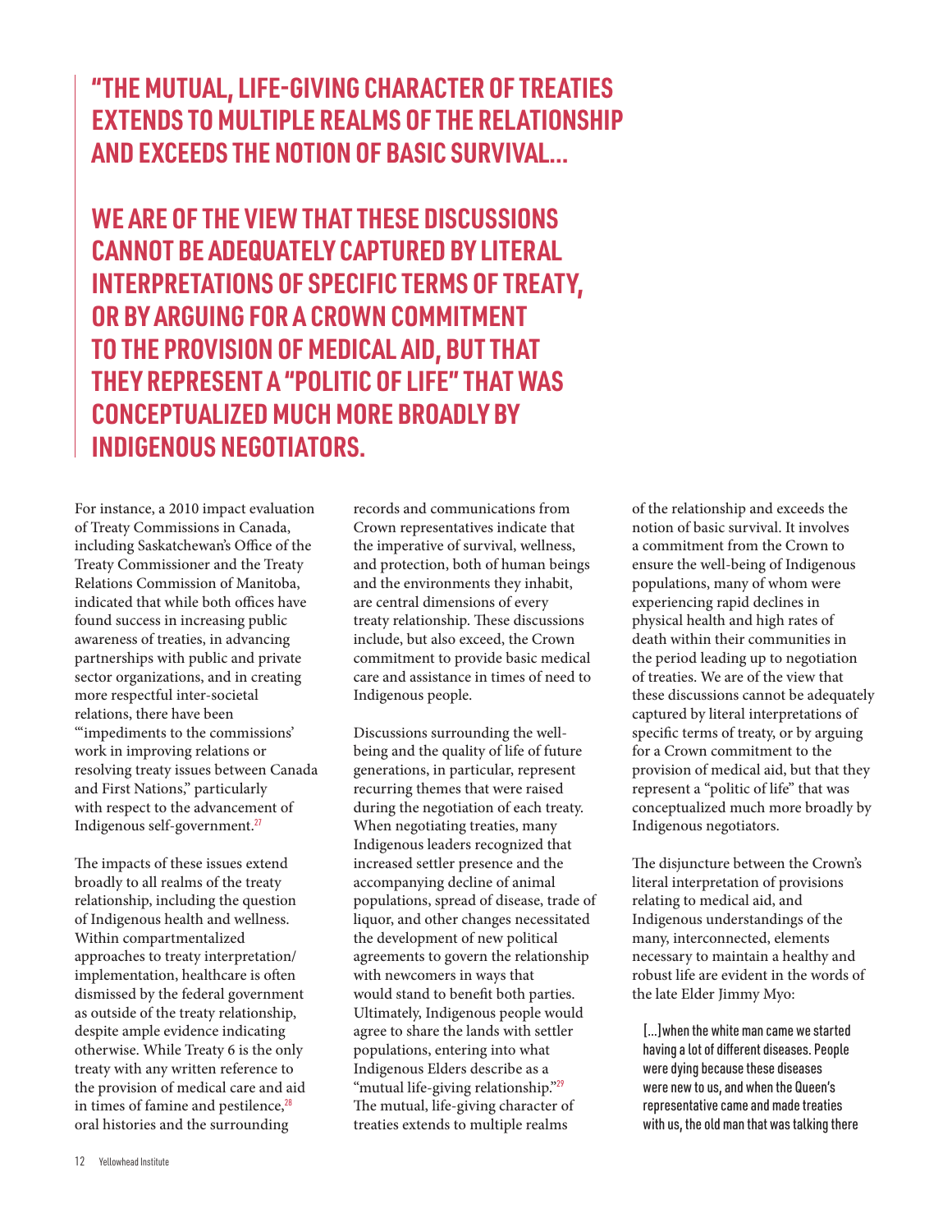> **"THE MUTUAL, LIFE-GIVING CHARACTER OF TREATIES EXTENDS TO MULTIPLE REALMS OF THE RELATIONSHIP AND EXCEEDS THE NOTION OF BASIC SURVIVAL...**
>
> **WE ARE OF THE VIEW THAT THESE DISCUSSIONS CANNOT BE ADEQUATELY CAPTURED BY LITERAL INTERPRETATIONS OF SPECIFIC TERMS OF TREATY, OR BY ARGUING FOR A CROWN COMMITMENT TO THE PROVISION OF MEDICAL AID, BUT THAT THEY REPRESENT A "POLITIC OF LIFE" THAT WAS CONCEPTUALIZED MUCH MORE BROADLY BY INDIGENOUS NEGOTIATORS.**

For instance, a 2010 impact evaluation of Treaty Commissions in Canada, including Saskatchewan's Office of the Treaty Commissioner and the Treaty Relations Commission of Manitoba, indicated that while both offices have found success in increasing public awareness of treaties, in advancing partnerships with public and private sector organizations, and in creating more respectful inter-societal relations, there have been "'impediments to the commissions' work in improving relations or resolving treaty issues between Canada and First Nations," particularly with respect to the advancement of Indigenous self-government.[27]

The impacts of these issues extend broadly to all realms of the treaty relationship, including the question of Indigenous health and wellness. Within compartmentalized approaches to treaty interpretation/implementation, healthcare is often dismissed by the federal government as outside of the treaty relationship, despite ample evidence indicating otherwise. While Treaty 6 is the only treaty with any written reference to the provision of medical care and aid in times of famine and pestilence,[28] oral histories and the surrounding records and communications from Crown representatives indicate that the imperative of survival, wellness, and protection, both of human beings and the environments they inhabit, are central dimensions of every treaty relationship. These discussions include, but also exceed, the Crown commitment to provide basic medical care and assistance in times of need to Indigenous people.

Discussions surrounding the well-being and the quality of life of future generations, in particular, represent recurring themes that were raised during the negotiation of each treaty. When negotiating treaties, many Indigenous leaders recognized that increased settler presence and the accompanying decline of animal populations, spread of disease, trade of liquor, and other changes necessitated the development of new political agreements to govern the relationship with newcomers in ways that would stand to benefit both parties. Ultimately, Indigenous people would agree to share the lands with settler populations, entering into what Indigenous Elders describe as a "mutual life-giving relationship."[29] The mutual, life-giving character of treaties extends to multiple realms of the relationship and exceeds the notion of basic survival. It involves a commitment from the Crown to ensure the well-being of Indigenous populations, many of whom were experiencing rapid declines in physical health and high rates of death within their communities in the period leading up to negotiation of treaties. We are of the view that these discussions cannot be adequately captured by literal interpretations of specific terms of treaty, or by arguing for a Crown commitment to the provision of medical aid, but that they represent a "politic of life" that was conceptualized much more broadly by Indigenous negotiators.

The disjuncture between the Crown's literal interpretation of provisions relating to medical aid, and Indigenous understandings of the many, interconnected, elements necessary to maintain a healthy and robust life are evident in the words of the late Elder Jimmy Myo:

> [...] when the white man came we started having a lot of different diseases. People were dying because these diseases were new to us, and when the Queen's representative came and made treaties with us, the old man that was talking there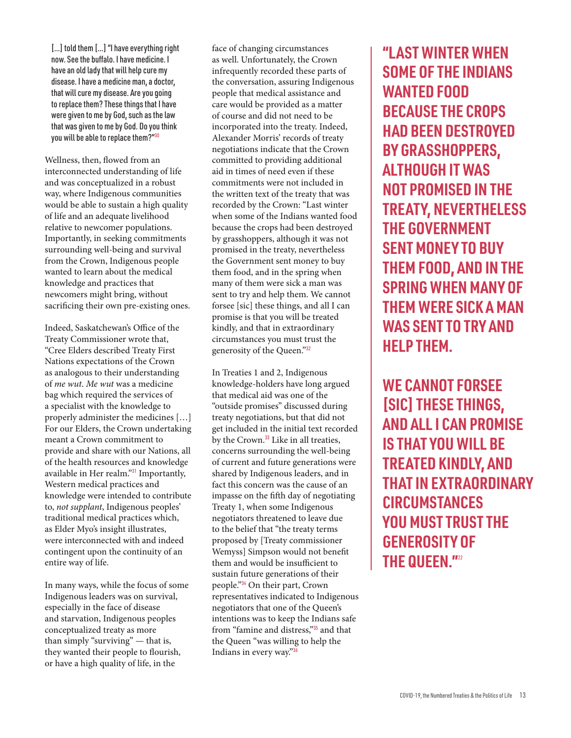> [...] told them [...] "I have everything right now. See the buffalo. I have medicine. I have an old lady that will help cure my disease. I have a medicine man, a doctor, that will cure my disease. Are you going to replace them? These things that I have were given to me by God, such as the law that was given to me by God. Do you think you will be able to replace them?"[30]

Wellness, then, flowed from an interconnected understanding of life and was conceptualized in a robust way, where Indigenous communities would be able to sustain a high quality of life and an adequate livelihood relative to newcomer populations. Importantly, in seeking commitments surrounding well-being and survival from the Crown, Indigenous people wanted to learn about the medical knowledge and practices that newcomers might bring, without sacrificing their own pre-existing ones.

Indeed, Saskatchewan's Office of the Treaty Commissioner wrote that, "Cree Elders described Treaty First Nations expectations of the Crown as analogous to their understanding of *me wut*. *Me wut* was a medicine bag which required the services of a specialist with the knowledge to properly administer the medicines […] For our Elders, the Crown undertaking meant a Crown commitment to provide and share with our Nations, all of the health resources and knowledge available in Her realm."[31] Importantly, Western medical practices and knowledge were intended to contribute to, *not supplant*, Indigenous peoples' traditional medical practices which, as Elder Myo's insight illustrates, were interconnected with and indeed contingent upon the continuity of an entire way of life.

In many ways, while the focus of some Indigenous leaders was on survival, especially in the face of disease and starvation, Indigenous peoples conceptualized treaty as more than simply "surviving" — that is, they wanted their people to flourish, or have a high quality of life, in the face of changing circumstances as well. Unfortunately, the Crown infrequently recorded these parts of the conversation, assuring Indigenous people that medical assistance and care would be provided as a matter of course and did not need to be incorporated into the treaty. Indeed, Alexander Morris' records of treaty negotiations indicate that the Crown committed to providing additional aid in times of need even if these commitments were not included in the written text of the treaty that was recorded by the Crown: "Last winter when some of the Indians wanted food because the crops had been destroyed by grasshoppers, although it was not promised in the treaty, nevertheless the Government sent money to buy them food, and in the spring when many of them were sick a man was sent to try and help them. We cannot forsee [sic] these things, and all I can promise is that you will be treated kindly, and that in extraordinary circumstances you must trust the generosity of the Queen."[32]

In Treaties 1 and 2, Indigenous knowledge-holders have long argued that medical aid was one of the "outside promises" discussed during treaty negotiations, but that did not get included in the initial text recorded by the Crown.[33] Like in all treaties, concerns surrounding the well-being of current and future generations were shared by Indigenous leaders, and in fact this concern was the cause of an impasse on the fifth day of negotiating Treaty 1, when some Indigenous negotiators threatened to leave due to the belief that "the treaty terms proposed by [Treaty commissioner Wemyss] Simpson would not benefit them and would be insufficient to sustain future generations of their people."[34] On their part, Crown representatives indicated to Indigenous negotiators that one of the Queen's intentions was to keep the Indians safe from "famine and distress,"[35] and that the Queen "was willing to help the Indians in every way."[36]

> **"LAST WINTER WHEN SOME OF THE INDIANS WANTED FOOD BECAUSE THE CROPS HAD BEEN DESTROYED BY GRASSHOPPERS, ALTHOUGH IT WAS NOT PROMISED IN THE TREATY, NEVERTHELESS THE GOVERNMENT SENT MONEY TO BUY THEM FOOD, AND IN THE SPRING WHEN MANY OF THEM WERE SICK A MAN WAS SENT TO TRY AND HELP THEM.**
>
> **WE CANNOT FORSEE [SIC] THESE THINGS, AND ALL I CAN PROMISE IS THAT YOU WILL BE TREATED KINDLY, AND THAT IN EXTRAORDINARY CIRCUMSTANCES YOU MUST TRUST THE GENEROSITY OF THE QUEEN."**[22]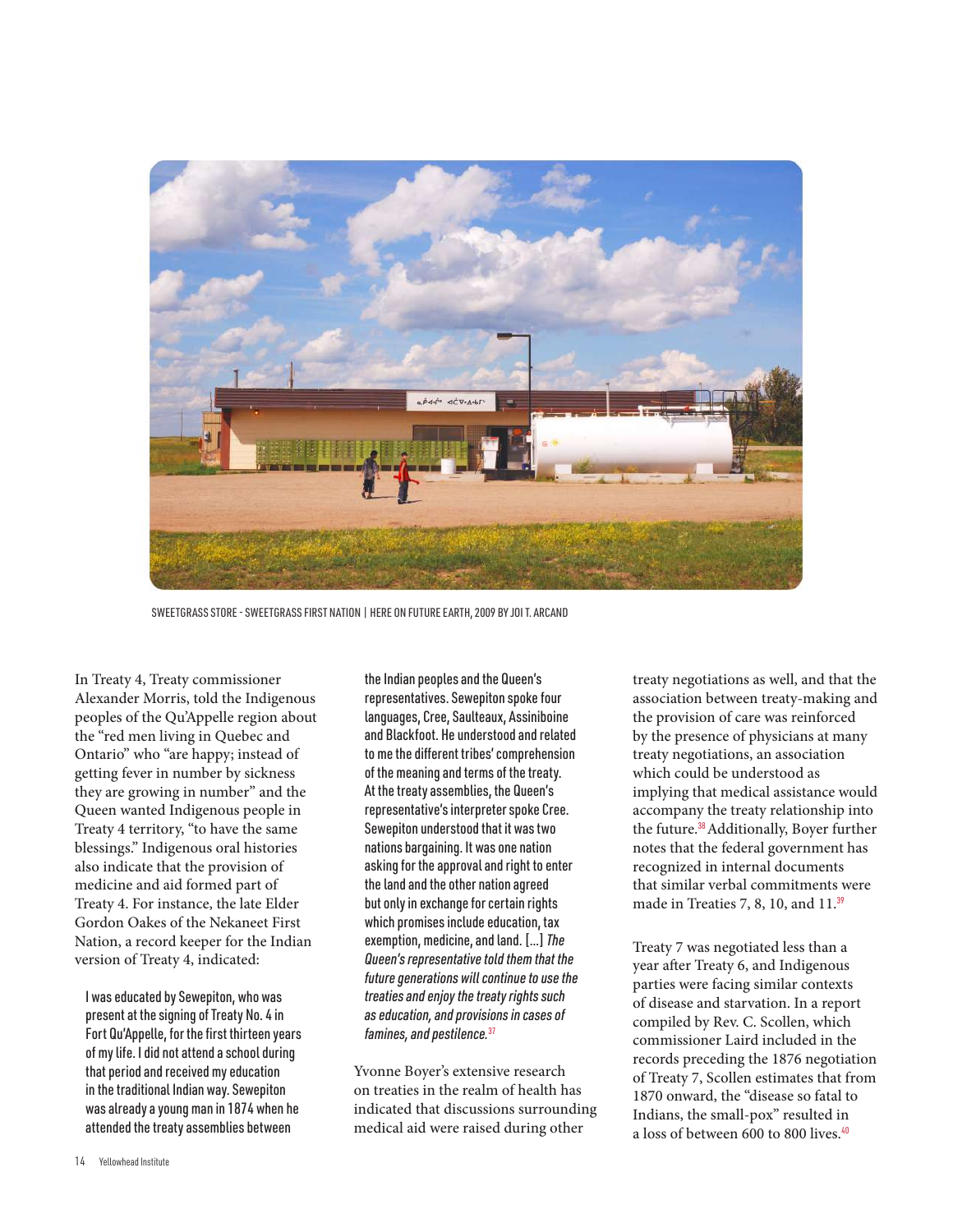SWEETGRASS STORE - SWEETGRASS FIRST NATION | HERE ON FUTURE EARTH, 2009 BY JOI T. ARCAND

In Treaty 4, Treaty commissioner Alexander Morris, told the Indigenous peoples of the Qu'Appelle region about the "red men living in Quebec and Ontario" who "are happy; instead of getting fever in number by sickness they are growing in number" and the Queen wanted Indigenous people in Treaty 4 territory, "to have the same blessings." Indigenous oral histories also indicate that the provision of medicine and aid formed part of Treaty 4. For instance, the late Elder Gordon Oakes of the Nekaneet First Nation, a record keeper for the Indian version of Treaty 4, indicated:

> I was educated by Sewepiton, who was present at the signing of Treaty No. 4 in Fort Qu'Appelle, for the first thirteen years of my life. I did not attend a school during that period and received my education in the traditional Indian way. Sewepiton was already a young man in 1874 when he attended the treaty assemblies between the Indian peoples and the Queen's representatives. Sewepiton spoke four languages, Cree, Saulteaux, Assiniboine and Blackfoot. He understood and related to me the different tribes' comprehension of the meaning and terms of the treaty. At the treaty assemblies, the Queen's representative's interpreter spoke Cree. Sewepiton understood that it was two nations bargaining. It was one nation asking for the approval and right to enter the land and the other nation agreed but only in exchange for certain rights which promises include education, tax exemption, medicine, and land. [...] *The Queen's representative told them that the future generations will continue to use the treaties and enjoy the treaty rights such as education, and provisions in cases of famines, and pestilence.*[37]

Yvonne Boyer's extensive research on treaties in the realm of health has indicated that discussions surrounding medical aid were raised during other treaty negotiations as well, and that the association between treaty-making and the provision of care was reinforced by the presence of physicians at many treaty negotiations, an association which could be understood as implying that medical assistance would accompany the treaty relationship into the future.[38] Additionally, Boyer further notes that the federal government has recognized in internal documents that similar verbal commitments were made in Treaties 7, 8, 10, and 11.[39]

Treaty 7 was negotiated less than a year after Treaty 6, and Indigenous parties were facing similar contexts of disease and starvation. In a report compiled by Rev. C. Scollen, which commissioner Laird included in the records preceding the 1876 negotiation of Treaty 7, Scollen estimates that from 1870 onward, the "disease so fatal to Indians, the small-pox" resulted in a loss of between 600 to 800 lives.[40]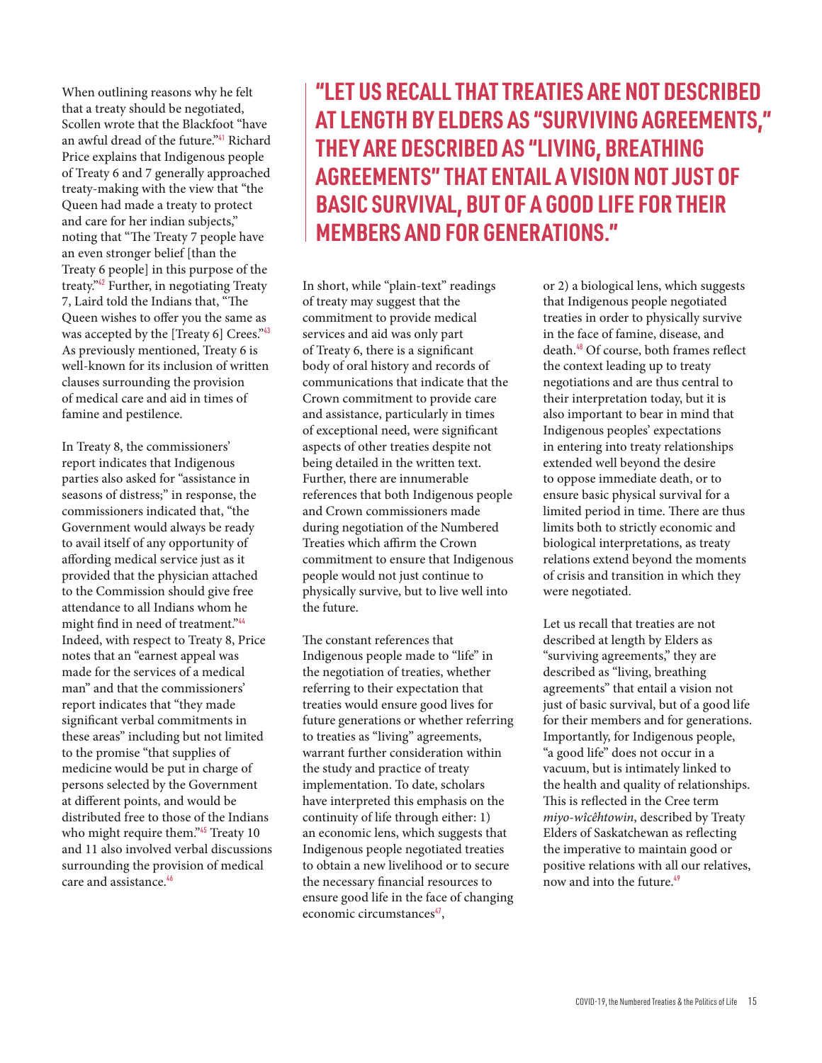When outlining reasons why he felt that a treaty should be negotiated, Scollen wrote that the Blackfoot "have an awful dread of the future."[41] Richard Price explains that Indigenous people of Treaty 6 and 7 generally approached treaty-making with the view that "the Queen had made a treaty to protect and care for her indian subjects," noting that "The Treaty 7 people have an even stronger belief [than the Treaty 6 people] in this purpose of the treaty."[42] Further, in negotiating Treaty 7, Laird told the Indians that, "The Queen wishes to offer you the same as was accepted by the [Treaty 6] Crees."[43] As previously mentioned, Treaty 6 is well-known for its inclusion of written clauses surrounding the provision of medical care and aid in times of famine and pestilence.

In Treaty 8, the commissioners' report indicates that Indigenous parties also asked for "assistance in seasons of distress;" in response, the commissioners indicated that, "the Government would always be ready to avail itself of any opportunity of affording medical service just as it provided that the physician attached to the Commission should give free attendance to all Indians whom he might find in need of treatment."[44] Indeed, with respect to Treaty 8, Price notes that an "earnest appeal was made for the services of a medical man" and that the commissioners' report indicates that "they made significant verbal commitments in these areas" including but not limited to the promise "that supplies of medicine would be put in charge of persons selected by the Government at different points, and would be distributed free to those of the Indians who might require them."[45] Treaty 10 and 11 also involved verbal discussions surrounding the provision of medical care and assistance.[46]

## "LET US RECALL THAT TREATIES ARE NOT DESCRIBED AT LENGTH BY ELDERS AS "SURVIVING AGREEMENTS," THEY ARE DESCRIBED AS "LIVING, BREATHING AGREEMENTS" THAT ENTAIL A VISION NOT JUST OF BASIC SURVIVAL, BUT OF A GOOD LIFE FOR THEIR MEMBERS AND FOR GENERATIONS."

In short, while "plain-text" readings of treaty may suggest that the commitment to provide medical services and aid was only part of Treaty 6, there is a significant body of oral history and records of communications that indicate that the Crown commitment to provide care and assistance, particularly in times of exceptional need, were significant aspects of other treaties despite not being detailed in the written text. Further, there are innumerable references that both Indigenous people and Crown commissioners made during negotiation of the Numbered Treaties which affirm the Crown commitment to ensure that Indigenous people would not just continue to physically survive, but to live well into the future.

The constant references that Indigenous people made to "life" in the negotiation of treaties, whether referring to their expectation that treaties would ensure good lives for future generations or whether referring to treaties as "living" agreements, warrant further consideration within the study and practice of treaty implementation. To date, scholars have interpreted this emphasis on the continuity of life through either: 1) an economic lens, which suggests that Indigenous people negotiated treaties to obtain a new livelihood or to secure the necessary financial resources to ensure good life in the face of changing economic circumstances[47], or 2) a biological lens, which suggests that Indigenous people negotiated treaties in order to physically survive in the face of famine, disease, and death.[48] Of course, both frames reflect the context leading up to treaty negotiations and are thus central to their interpretation today, but it is also important to bear in mind that Indigenous peoples' expectations in entering into treaty relationships extended well beyond the desire to oppose immediate death, or to ensure basic physical survival for a limited period in time. There are thus limits both to strictly economic and biological interpretations, as treaty relations extend beyond the moments of crisis and transition in which they were negotiated.

Let us recall that treaties are not described at length by Elders as "surviving agreements," they are described as "living, breathing agreements" that entail a vision not just of basic survival, but of a good life for their members and for generations. Importantly, for Indigenous people, "a good life" does not occur in a vacuum, but is intimately linked to the health and quality of relationships. This is reflected in the Cree term *miyo-wîcêhtowin*, described by Treaty Elders of Saskatchewan as reflecting the imperative to maintain good or positive relations with all our relatives, now and into the future.[49]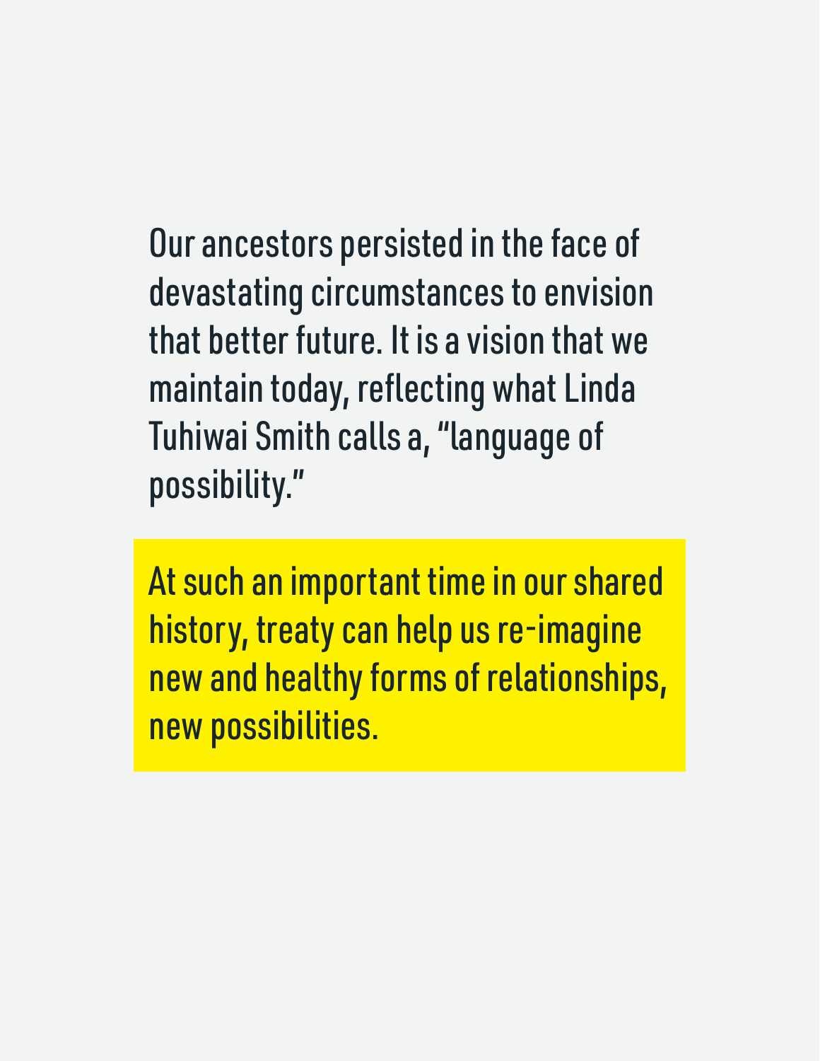Our ancestors persisted in the face of devastating circumstances to envision that better future. It is a vision that we maintain today, reflecting what Linda Tuhiwai Smith calls a, "language of possibility."

At such an important time in our shared history, treaty can help us re-imagine new and healthy forms of relationships, new possibilities.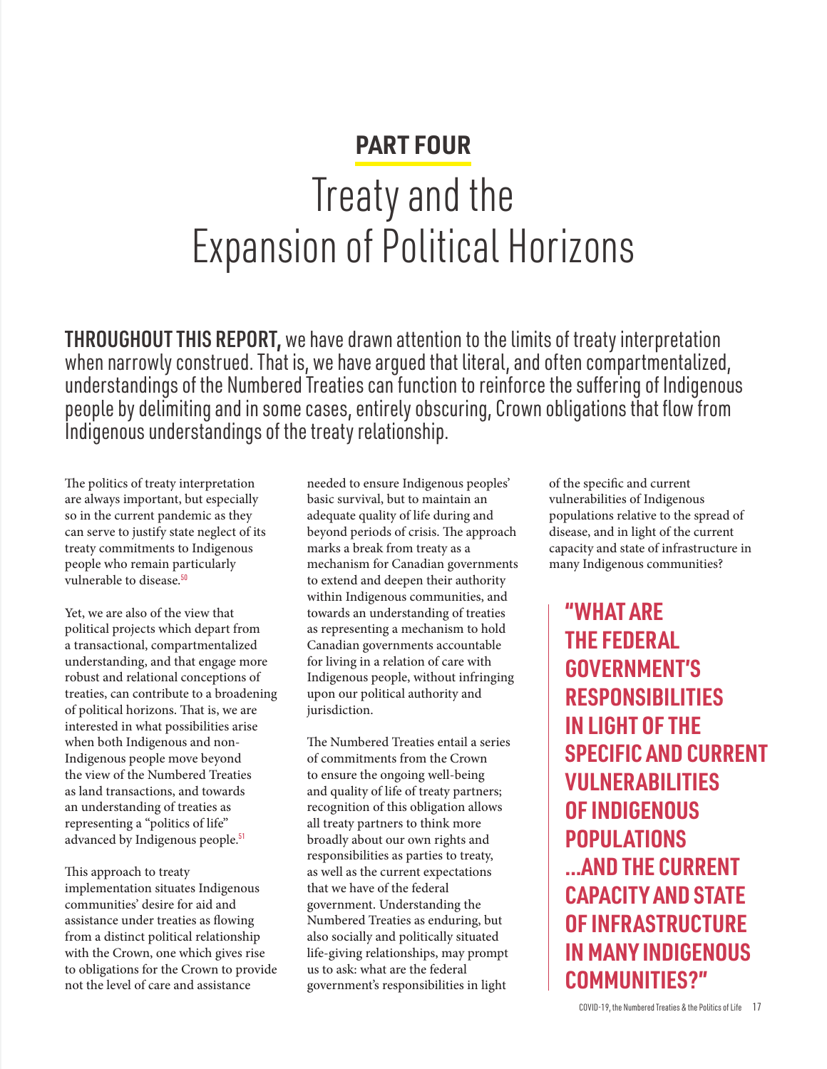## PART FOUR

# Treaty and the Expansion of Political Horizons

**THROUGHOUT THIS REPORT,** we have drawn attention to the limits of treaty interpretation when narrowly construed. That is, we have argued that literal, and often compartmentalized, understandings of the Numbered Treaties can function to reinforce the suffering of Indigenous people by delimiting and in some cases, entirely obscuring, Crown obligations that flow from Indigenous understandings of the treaty relationship.

The politics of treaty interpretation are always important, but especially so in the current pandemic as they can serve to justify state neglect of its treaty commitments to Indigenous people who remain particularly vulnerable to disease.[50]

Yet, we are also of the view that political projects which depart from a transactional, compartmentalized understanding, and that engage more robust and relational conceptions of treaties, can contribute to a broadening of political horizons. That is, we are interested in what possibilities arise when both Indigenous and non-Indigenous people move beyond the view of the Numbered Treaties as land transactions, and towards an understanding of treaties as representing a "politics of life" advanced by Indigenous people.[51]

This approach to treaty implementation situates Indigenous communities' desire for aid and assistance under treaties as flowing from a distinct political relationship with the Crown, one which gives rise to obligations for the Crown to provide not the level of care and assistance needed to ensure Indigenous peoples' basic survival, but to maintain an adequate quality of life during and beyond periods of crisis. The approach marks a break from treaty as a mechanism for Canadian governments to extend and deepen their authority within Indigenous communities, and towards an understanding of treaties as representing a mechanism to hold Canadian governments accountable for living in a relation of care with Indigenous people, without infringing upon our political authority and jurisdiction.

The Numbered Treaties entail a series of commitments from the Crown to ensure the ongoing well-being and quality of life of treaty partners; recognition of this obligation allows all treaty partners to think more broadly about our own rights and responsibilities as parties to treaty, as well as the current expectations that we have of the federal government. Understanding the Numbered Treaties as enduring, but also socially and politically situated life-giving relationships, may prompt us to ask: what are the federal government's responsibilities in light of the specific and current vulnerabilities of Indigenous populations relative to the spread of disease, and in light of the current capacity and state of infrastructure in many Indigenous communities?

> **"WHAT ARE THE FEDERAL GOVERNMENT'S RESPONSIBILITIES IN LIGHT OF THE SPECIFIC AND CURRENT VULNERABILITIES OF INDIGENOUS POPULATIONS ...AND THE CURRENT CAPACITY AND STATE OF INFRASTRUCTURE IN MANY INDIGENOUS COMMUNITIES?"**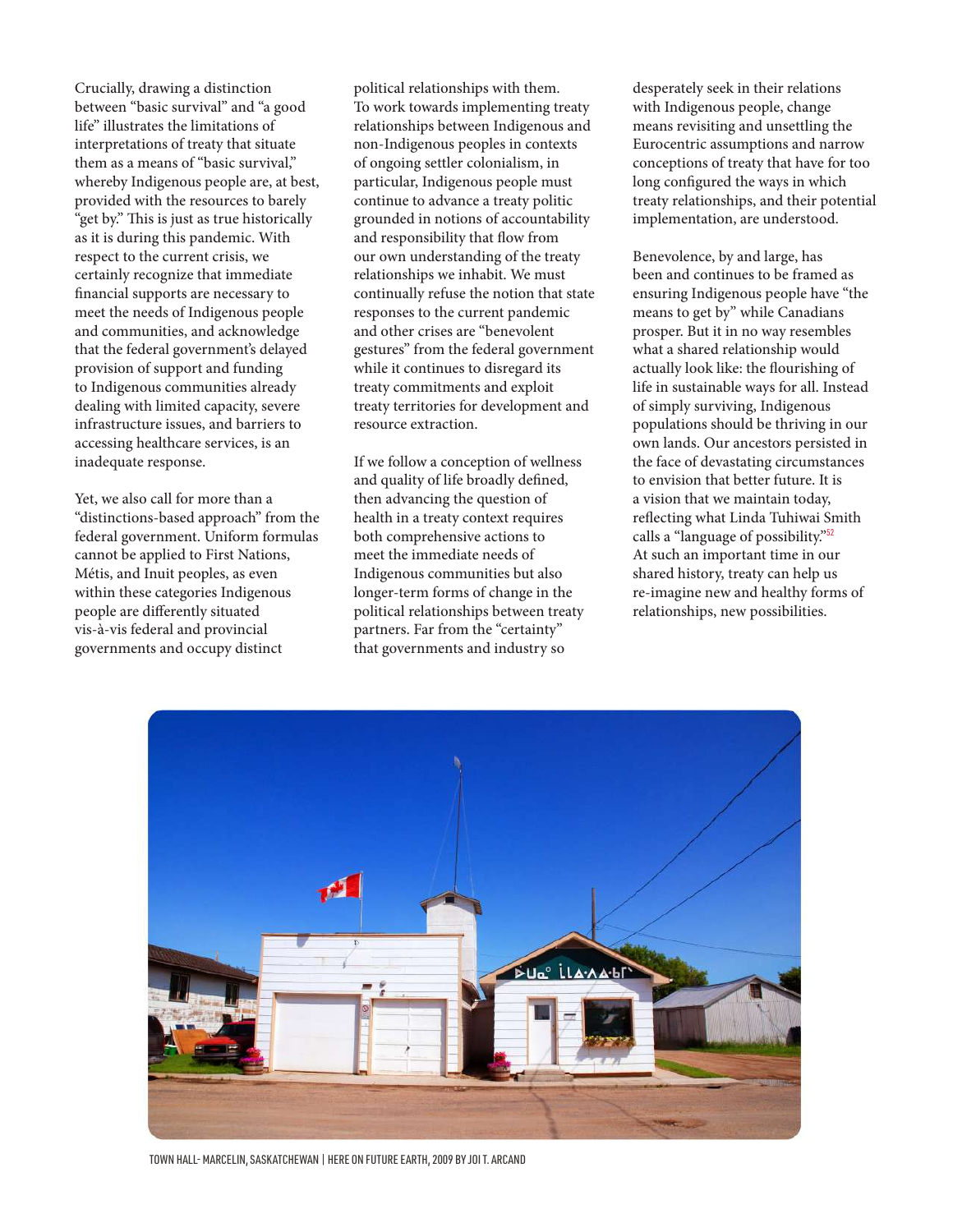Crucially, drawing a distinction between "basic survival" and "a good life" illustrates the limitations of interpretations of treaty that situate them as a means of "basic survival," whereby Indigenous people are, at best, provided with the resources to barely "get by." This is just as true historically as it is during this pandemic. With respect to the current crisis, we certainly recognize that immediate financial supports are necessary to meet the needs of Indigenous people and communities, and acknowledge that the federal government's delayed provision of support and funding to Indigenous communities already dealing with limited capacity, severe infrastructure issues, and barriers to accessing healthcare services, is an inadequate response.

Yet, we also call for more than a "distinctions-based approach" from the federal government. Uniform formulas cannot be applied to First Nations, Métis, and Inuit peoples, as even within these categories Indigenous people are differently situated vis-à-vis federal and provincial governments and occupy distinct political relationships with them. To work towards implementing treaty relationships between Indigenous and non-Indigenous peoples in contexts of ongoing settler colonialism, in particular, Indigenous people must continue to advance a treaty politic grounded in notions of accountability and responsibility that flow from our own understanding of the treaty relationships we inhabit. We must continually refuse the notion that state responses to the current pandemic and other crises are "benevolent gestures" from the federal government while it continues to disregard its treaty commitments and exploit treaty territories for development and resource extraction.

If we follow a conception of wellness and quality of life broadly defined, then advancing the question of health in a treaty context requires both comprehensive actions to meet the immediate needs of Indigenous communities but also longer-term forms of change in the political relationships between treaty partners. Far from the "certainty" that governments and industry so desperately seek in their relations with Indigenous people, change means revisiting and unsettling the Eurocentric assumptions and narrow conceptions of treaty that have for too long configured the ways in which treaty relationships, and their potential implementation, are understood.

Benevolence, by and large, has been and continues to be framed as ensuring Indigenous people have "the means to get by" while Canadians prosper. But it in no way resembles what a shared relationship would actually look like: the flourishing of life in sustainable ways for all. Instead of simply surviving, Indigenous populations should be thriving in our own lands. Our ancestors persisted in the face of devastating circumstances to envision that better future. It is a vision that we maintain today, reflecting what Linda Tuhiwai Smith calls a "language of possibility."[52] At such an important time in our shared history, treaty can help us re-imagine new and healthy forms of relationships, new possibilities.

TOWN HALL- MARCELIN, SASKATCHEWAN | HERE ON FUTURE EARTH, 2009 BY JOI T. ARCAND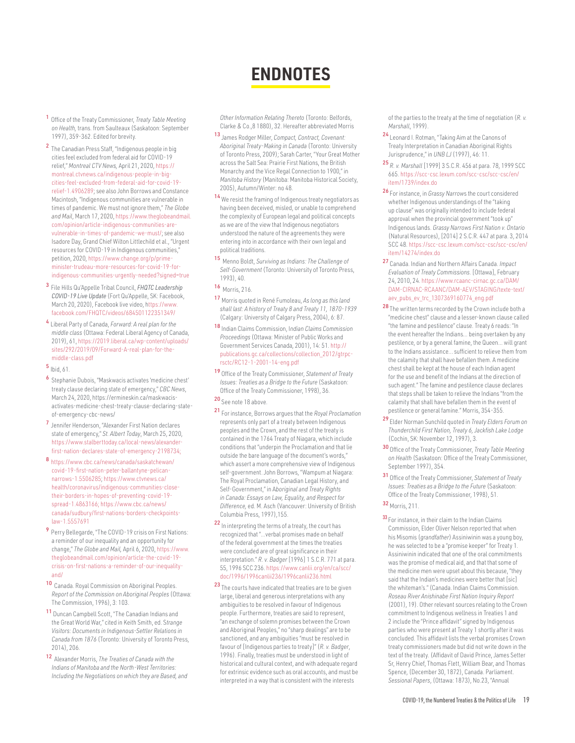# ENDNOTES

1 Office of the Treaty Commissioner, *Treaty Table Meeting on Health,* trans. from Saulteaux (Saskatoon: September 1997), 359-362. Edited for brevity.

2 The Canadian Press Staff, "Indigenous people in big cities feel excluded from federal aid for COVID-19 relief," *Montreal CTV News,* April 21, 2020, https://montreal.ctvnews.ca/indigenous-people-in-big-cities-feel-excluded-from-federal-aid-for-covid-19-relief-1.4906289; see also John Borrows and Constance Macintosh, "Indigenous communities are vulnerable in times of pandemic. We must not ignore them," *The Globe and Mail,* March 17, 2020, https://www.theglobeandmail.com/opinion/article-indigenous-communities-are-vulnerable-in-times-of-pandemic-we-must/; see also Isadore Day, Grand Chief Wilton Littlechild et al., "Urgent resources for COVID-19 in Indigenous communities," petition, 2020, https://www.change.org/p/prime-minister-trudeau-more-resources-for-covid-19-for-indigenous-communities-urgently-needed?signed=true

3 File Hills Qu'Appelle Tribal Council, *FHQTC Leadership COVID-19 Live Update* (Fort Qu'Appelle, SK: Facebook, March 20, 2020), Facebook live video, https://www.facebook.com/FHQTC/videos/684501122351349/

4 Liberal Party of Canada, *Forward: A real plan for the middle class* (Ottawa: Federal Liberal Agency of Canada, 2019), 61, https://2019.liberal.ca/wp-content/uploads/sites/292/2019/09/Forward-A-real-plan-for-the-middle-class.pdf

5 Ibid, 61.

6 Stephanie Dubois, "Maskwacis activates 'medicine chest' treaty clause declaring state of emergency," *CBC News,* March 24, 2020, https://ermineskin.ca/maskwacis-activates-medicine-chest-treaty-clause-declaring-state-of-emergency-cbc-news/

7 Jennifer Henderson, "Alexander First Nation declares state of emergency," *St. Albert Today,* March 25, 2020, https://www.stalberttoday.ca/local-news/alexander-first-nation-declares-state-of-emergency-2198734;

8 https://www.cbc.ca/news/canada/saskatchewan/covid-19-first-nation-peter-ballantyne-pelican-narrows-1.5506285; https://www.ctvnews.ca/health/coronavirus/indigenous-communities-close-their-borders-in-hopes-of-preventing-covid-19-spread-1.4863166; https://www.cbc.ca/news/canada/sudbury/first-nations-borders-checkpoints-law-1.5557691

9 Perry Bellegarde, "The COVID-19 crisis on First Nations: a reminder of our inequality and an opportunity for change," *The Globe and Mail,* April 6, 2020, https://www.theglobeandmail.com/opinion/article-the-covid-19-crisis-on-first-nations-a-reminder-of-our-inequality-and/

10 Canada. Royal Commission on Aboriginal Peoples. *Report of the Commission on Aboriginal Peoples* (Ottawa: The Commission, 1996), 3: 103.

11 Duncan Campbell Scott, "The Canadian Indians and the Great World War," cited in Keith Smith, ed. *Strange Visitors: Documents in Indigenous-Settler Relations in Canada from 1876* (Toronto: University of Toronto Press, 2014), 206.

12 Alexander Morris, *The Treaties of Canada with the Indians of Manitoba and the North-West Territories: Including the Negotiations on which they are Based, and Other Information Relating Thereto* (Toronto: Belfords, Clarke & Co.,8 1880), 32. Hereafter abbreviated Morris

13 James Rodger Miller, *Compact, Contract, Covenant: Aboriginal Treaty-Making in Canada* (Toronto: University of Toronto Press, 2009); Sarah Carter, "Your Great Mother across the Salt Sea: Prairie First Nations, the British Monarchy and the Vice Regal Connection to 1900," in *Manitoba History* (Manitoba: Manitoba Historical Society, 2005), Autumn/Winter: no 48.

14 We resist the framing of Indigenous treaty negotiators as having been deceived, misled, or unable to comprehend the complexity of European legal and political concepts as we are of the view that Indigenous negotiators understood the nature of the agreements they were entering into in accordance with their own legal and political traditions.

15 Menno Boldt, *Surviving as Indians: The Challenge of Self-Government* (Toronto: University of Toronto Press, 1993), 40.

16 Morris, 216.

17 Morris quoted in René Fumoleau, *As long as this land shall last: A history of Treaty 8 and Treaty 11, 1870-1939* (Calgary: University of Calgary Press, 2004), 6: 87.

18 Indian Claims Commission, *Indian Claims Commission Proceedings* (Ottawa: Minister of Public Works and Government Services Canada, 2001), 14: 51. http://publications.gc.ca/collections/collection_2012/gtrpc-rsctc/RC12-1-2001-14-eng.pdf

19 Office of the Treaty Commissioner, *Statement of Treaty Issues: Treaties as a Bridge to the Future* (Saskatoon: Office of the Treaty Commissioner, 1998), 36.

20 See note 18 above.

21 For instance, Borrows argues that the *Royal Proclamation* represents only part of a treaty between Indigenous peoples and the Crown, and the rest of the treaty is contained in the 1764 Treaty of Niagara, which include conditions that "underpin the Proclamation and that lie outside the bare language of the document's words," which assert a more comprehensive view of Indigenous self-government. John Borrows, "Wampum at Niagara: The Royal Proclamation, Canadian Legal History, and Self-Government," in *Aboriginal and Treaty Rights in Canada: Essays on Law, Equality, and Respect for Difference,* ed. M. Asch (Vancouver: University of British Columbia Press, 1997),155.

22 In interpreting the terms of a treaty, the court has recognized that "...verbal promises made on behalf of the federal government at the times the treaties were concluded are of great significance in their interpretation." *R. v. Badger* [1996] 1 S.C.R. 771 at para. 55, 1996 SCC 236. https://www.canlii.org/en/ca/scc/doc/1996/1996canlii236/1996canlii236.html

23 The courts have indicated that treaties are to be given large, liberal and generous interpretations with any ambiguities to be resolved in favour of Indigenous people. Furthermore, treaties are said to represent, "an exchange of solemn promises between the Crown and Aboriginal Peoples," no "sharp dealings" are to be sanctioned, and any ambiguities "must be resolved in favour of [Indigenous parties to treaty]" (*R. v. Badger*, 1996). Finally, treaties must be understood in light of historical and cultural context, and with adequate regard for extrinsic evidence such as oral accounts, and must be interpreted in a way that is consistent with the interests of the parties to the treaty at the time of negotiation (*R. v. Marshall*, 1999).

24 Leonard I. Rotman, "Taking Aim at the Canons of Treaty Interpretation in Canadian Aboriginal Rights Jurisprudence," in *UNB LJ* (1997), 46: 11.

25 *R. v. Marshall* [1999] 3 S.C.R. 456 at para. 78, 1999 SCC 665. https://scc-csc.lexum.com/scc-csc/scc-csc/en/item/1739/index.do

26 For instance, in *Grassy Narrows* the court considered whether Indigenous understandings of the "taking up clause" was originally intended to include federal approval when the provincial government "took up" Indigenous lands. *Grassy Narrows First Nation v. Ontario* (Natural Resources), [2014] 2 S.C.R. 447 at para. 3, 2014 SCC 48. https://scc-csc.lexum.com/scc-csc/scc-csc/en/item/14274/index.do

27 Canada. Indian and Northern Affairs Canada. *Impact Evaluation of Treaty Commissions.* [Ottawa], February 24, 2010, 24. https://www.rcaanc-cirnac.gc.ca/DAM/DAM-CIRNAC-RCAANC/DAM-AEV/STAGING/texte-text/aev_pubs_ev_trc_1307369160774_eng.pdf

28 The written terms recorded by the Crown include both a "medicine chest" clause and a lesser-known clause called "the famine and pestilence" clause. Treaty 6 reads: "In the event hereafter the Indians... being overtaken by any pestilence, or by a general famine, the Queen... will grant to the Indians assistance... sufficient to relieve them from the calamity that shall have befallen them. A medicine chest shall be kept at the house of each Indian agent for the use and benefit of the Indians at the direction of such agent." The famine and pestilence clause declares that steps shall be taken to relieve the Indians "from the calamity that shall have befallen them in the event of pestilence or general famine." Morris, 354-355.

29 Elder Norman Sunchild quoted in *Treaty Elders Forum on Thunderchild First Nation, Treaty 6, Jackfish Lake Lodge* (Cochin, SK: November 12, 1997), 3.

30 Office of the Treaty Commissioner, *Treaty Table Meeting on Health* (Saskatoon: Office of the Treaty Commissioner, September 1997), 354.

31 Office of the Treaty Commissioner, *Statement of Treaty Issues: Treaties as a Bridge to the Future* (Saskatoon: Office of the Treaty Commissioner, 1998), 51.

32 Morris, 211.

33 For instance, in their claim to the Indian Claims Commission, Elder Oliver Nelson reported that when his Misomis (*grandfather*) Assiniwinin was a young boy, he was selected to be a "promise keeper" for Treaty 1. Assiniwinin indicated that one of the oral commitments was the promise of medical aid, and that that some of the medicine men were upset about this because, "they said that the Indian's medicines were better that [sic] the whiteman's." (Canada. Indian Claims Commission. *Roseau River Anishinabe First Nation Inquiry Report* (2001), 19). Other relevant sources relating to the Crown commitment to Indigenous wellness in Treaties 1 and 2 include the "Prince affidavit" signed by Indigenous parties who were present at Treaty 1 shortly after it was concluded. This affidavit lists the verbal promises Crown treaty commissioners made but did not write down in the text of the treaty. (Affidavit of David Prince, James Setter Sr, Henry Chief, Thomas Flett, William Bear, and Thomas Spence, (December 30, 1872), Canada. Parliament. *Sessional Papers,* (Ottawa: 1873), No.23, "Annual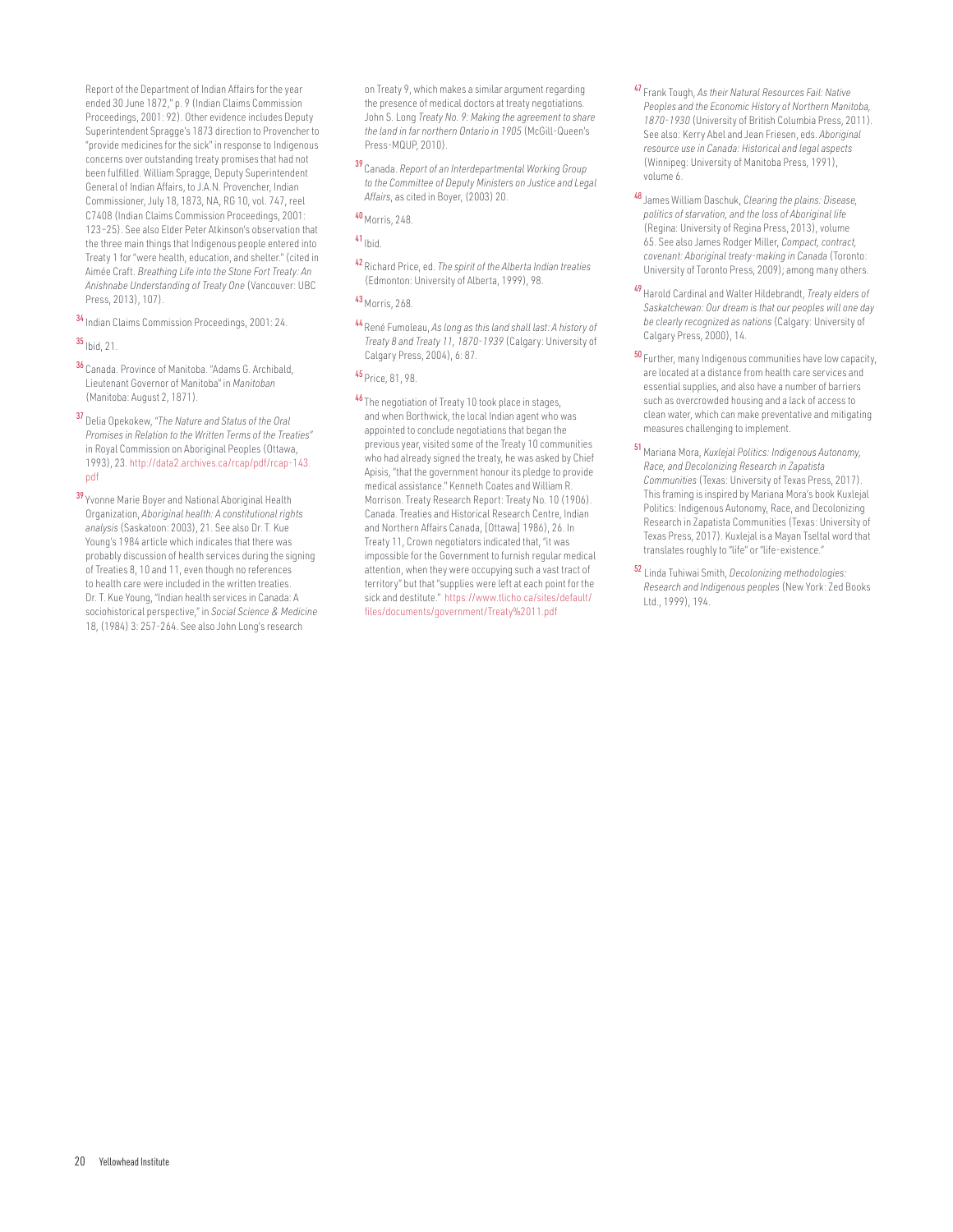Report of the Department of Indian Affairs for the year ended 30 June 1872," p. 9 (Indian Claims Commission Proceedings, 2001: 92). Other evidence includes Deputy Superintendent Spragge's 1873 direction to Provencher to "provide medicines for the sick" in response to Indigenous concerns over outstanding treaty promises that had not been fulfilled. William Spragge, Deputy Superintendent General of Indian Affairs, to J.A.N. Provencher, Indian Commissioner, July 18, 1873, NA, RG 10, vol. 747, reel C7408 (Indian Claims Commission Proceedings, 2001: 123–25). See also Elder Peter Atkinson's observation that the three main things that Indigenous people entered into Treaty 1 for "were health, education, and shelter." (cited in Aimée Craft. *Breathing Life into the Stone Fort Treaty: An Anishnabe Understanding of Treaty One* (Vancouver: UBC Press, 2013), 107).

[34] Indian Claims Commission Proceedings, 2001: 24.

[35] Ibid, 21.

[36] Canada. Province of Manitoba. "Adams G. Archibald, Lieutenant Governor of Manitoba" in *Manitoban* (Manitoba: August 2, 1871).

[37] Delia Opekokew, *"The Nature and Status of the Oral Promises in Relation to the Written Terms of the Treaties"* in Royal Commission on Aboriginal Peoples (Ottawa, 1993), 23. http://data2.archives.ca/rcap/pdf/rcap-143.pdf

[39] Yvonne Marie Boyer and National Aboriginal Health Organization, *Aboriginal health: A constitutional rights analysis* (Saskatoon: 2003), 21. See also Dr. T. Kue Young's 1984 article which indicates that there was probably discussion of health services during the signing of Treaties 8, 10 and 11, even though no references to health care were included in the written treaties. Dr. T. Kue Young, "Indian health services in Canada: A sociohistorical perspective," in *Social Science & Medicine* 18, (1984) 3: 257-264. See also John Long's research on Treaty 9, which makes a similar argument regarding the presence of medical doctors at treaty negotiations. John S. Long *Treaty No. 9: Making the agreement to share the land in far northern Ontario in 1905* (McGill-Queen's Press-MQUP, 2010).

[39] Canada. *Report of an Interdepartmental Working Group to the Committee of Deputy Ministers on Justice and Legal Affairs*, as cited in Boyer, (2003) 20.

[40] Morris, 248.

[41] Ibid.

[42] Richard Price, ed. *The spirit of the Alberta Indian treaties* (Edmonton: University of Alberta, 1999), 98.

[43] Morris, 268.

[44] René Fumoleau, *As long as this land shall last: A history of Treaty 8 and Treaty 11, 1870-1939* (Calgary: University of Calgary Press, 2004), 6: 87.

[45] Price, 81, 98.

[46] The negotiation of Treaty 10 took place in stages, and when Borthwick, the local Indian agent who was appointed to conclude negotiations that began the previous year, visited some of the Treaty 10 communities who had already signed the treaty, he was asked by Chief Apisis, "that the government honour its pledge to provide medical assistance." Kenneth Coates and William R. Morrison. Treaty Research Report: Treaty No. 10 (1906). Canada. Treaties and Historical Research Centre, Indian and Northern Affairs Canada, [Ottawa] 1986), 26. In Treaty 11, Crown negotiators indicated that, "it was impossible for the Government to furnish regular medical attention, when they were occupying such a vast tract of territory" but that "supplies were left at each point for the sick and destitute." https://www.tlicho.ca/sites/default/files/documents/government/Treaty%2011.pdf

[47] Frank Tough, *As their Natural Resources Fail: Native Peoples and the Economic History of Northern Manitoba, 1870-1930* (University of British Columbia Press, 2011). See also: Kerry Abel and Jean Friesen, eds. *Aboriginal resource use in Canada: Historical and legal aspects* (Winnipeg: University of Manitoba Press, 1991), volume 6.

[48] James William Daschuk, *Clearing the plains: Disease, politics of starvation, and the loss of Aboriginal life* (Regina: University of Regina Press, 2013), volume 65. See also James Rodger Miller, *Compact, contract, covenant: Aboriginal treaty-making in Canada* (Toronto: University of Toronto Press, 2009); among many others.

[49] Harold Cardinal and Walter Hildebrandt, *Treaty elders of Saskatchewan: Our dream is that our peoples will one day be clearly recognized as nations* (Calgary: University of Calgary Press, 2000), 14.

[50] Further, many Indigenous communities have low capacity, are located at a distance from health care services and essential supplies, and also have a number of barriers such as overcrowded housing and a lack of access to clean water, which can make preventative and mitigating measures challenging to implement.

[51] Mariana Mora, *Kuxlejal Politics: Indigenous Autonomy, Race, and Decolonizing Research in Zapatista Communities* (Texas: University of Texas Press, 2017). This framing is inspired by Mariana Mora's book Kuxlejal Politics: Indigenous Autonomy, Race, and Decolonizing Research in Zapatista Communities (Texas: University of Texas Press, 2017). Kuxlejal is a Mayan Tseltal word that translates roughly to "life" or "life-existence."

[52] Linda Tuhiwai Smith, *Decolonizing methodologies: Research and Indigenous peoples* (New York: Zed Books Ltd., 1999), 194.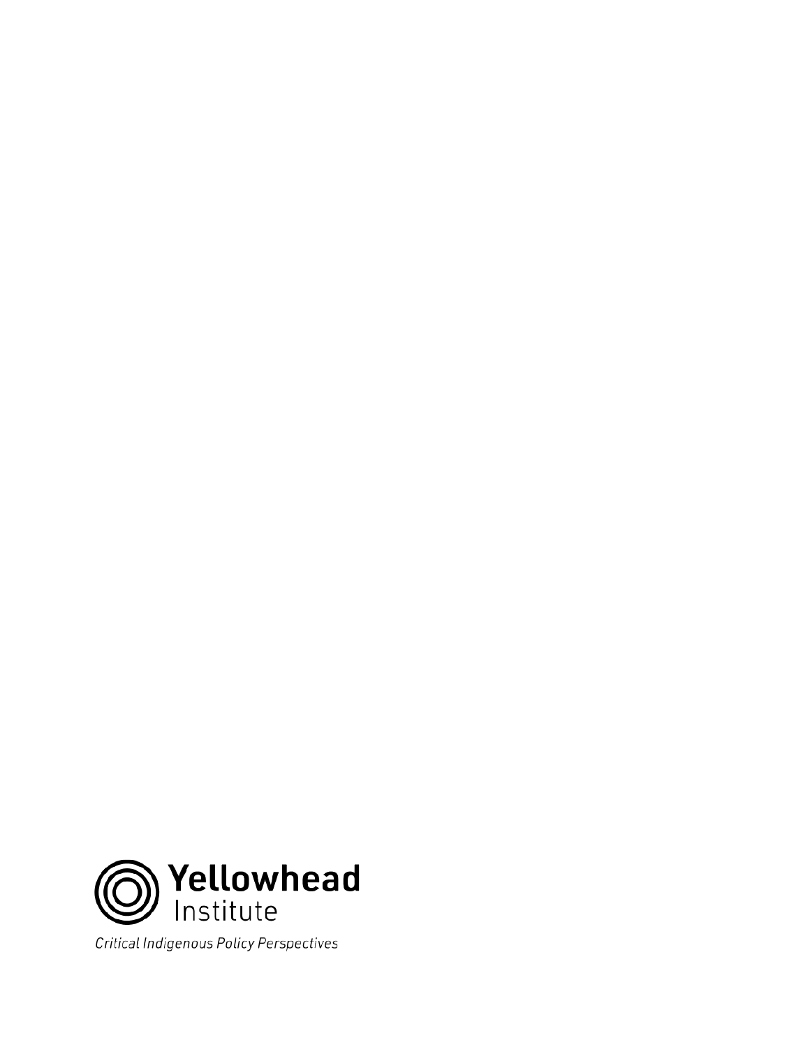Yellowhead Institute

*Critical Indigenous Policy Perspectives*